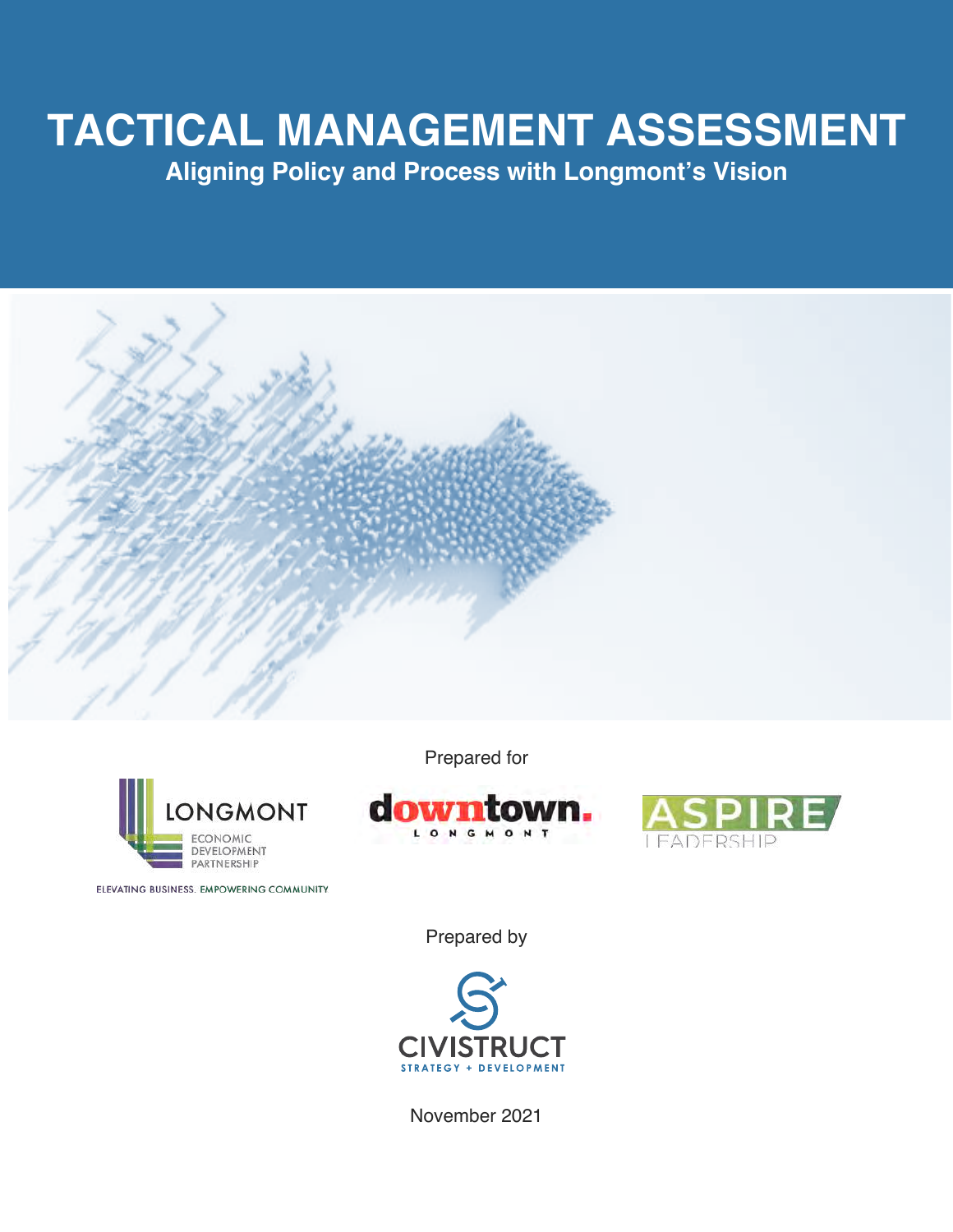# TACTICAL MANAGEMENT ASSESSMENT

## Aligning Policy and Process with Longmont's Vision

Prepared for

LONGMONT ECONOMIC DEVELOPMENT PARTNERSHIP

ELEVATING BUSINESS. EMPOWERING COMMUNITY

downtown. LONGMONT

ASPIRE LEADERSHIP

Prepared by

CIVISTRUCT

STRATEGY + DEVELOPMENT

November 2021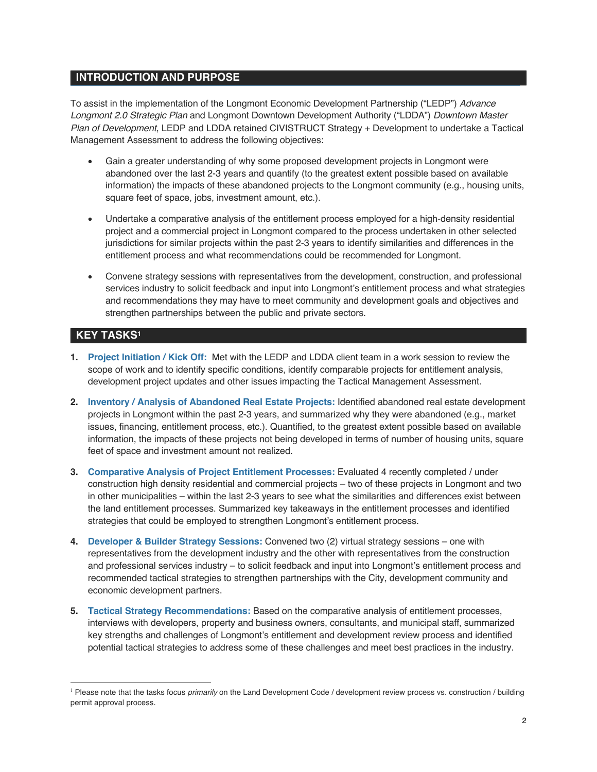## INTRODUCTION AND PURPOSE

To assist in the implementation of the Longmont Economic Development Partnership ("LEDP") *Advance Longmont 2.0 Strategic Plan* and Longmont Downtown Development Authority ("LDDA") *Downtown Master Plan of Development*, LEDP and LDDA retained CIVISTRUCT Strategy + Development to undertake a Tactical Management Assessment to address the following objectives:

- Gain a greater understanding of why some proposed development projects in Longmont were abandoned over the last 2-3 years and quantify (to the greatest extent possible based on available information) the impacts of these abandoned projects to the Longmont community (e.g., housing units, square feet of space, jobs, investment amount, etc.).
- Undertake a comparative analysis of the entitlement process employed for a high-density residential project and a commercial project in Longmont compared to the process undertaken in other selected jurisdictions for similar projects within the past 2-3 years to identify similarities and differences in the entitlement process and what recommendations could be recommended for Longmont.
- Convene strategy sessions with representatives from the development, construction, and professional services industry to solicit feedback and input into Longmont's entitlement process and what strategies and recommendations they may have to meet community and development goals and objectives and strengthen partnerships between the public and private sectors.

## KEY TASKS[1]

1. **Project Initiation / Kick Off:** Met with the LEDP and LDDA client team in a work session to review the scope of work and to identify specific conditions, identify comparable projects for entitlement analysis, development project updates and other issues impacting the Tactical Management Assessment.
2. **Inventory / Analysis of Abandoned Real Estate Projects:** Identified abandoned real estate development projects in Longmont within the past 2-3 years, and summarized why they were abandoned (e.g., market issues, financing, entitlement process, etc.). Quantified, to the greatest extent possible based on available information, the impacts of these projects not being developed in terms of number of housing units, square feet of space and investment amount not realized.
3. **Comparative Analysis of Project Entitlement Processes:** Evaluated 4 recently completed / under construction high density residential and commercial projects – two of these projects in Longmont and two in other municipalities – within the last 2-3 years to see what the similarities and differences exist between the land entitlement processes. Summarized key takeaways in the entitlement processes and identified strategies that could be employed to strengthen Longmont's entitlement process.
4. **Developer & Builder Strategy Sessions:** Convened two (2) virtual strategy sessions – one with representatives from the development industry and the other with representatives from the construction and professional services industry – to solicit feedback and input into Longmont's entitlement process and recommended tactical strategies to strengthen partnerships with the City, development community and economic development partners.
5. **Tactical Strategy Recommendations:** Based on the comparative analysis of entitlement processes, interviews with developers, property and business owners, consultants, and municipal staff, summarized key strengths and challenges of Longmont's entitlement and development review process and identified potential tactical strategies to address some of these challenges and meet best practices in the industry.

---

[1] Please note that the tasks focus *primarily* on the Land Development Code / development review process vs. construction / building permit approval process.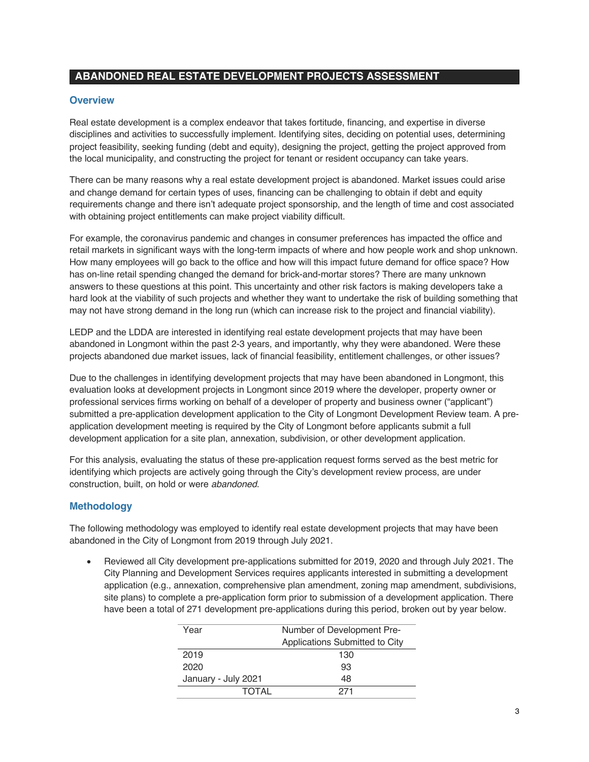## ABANDONED REAL ESTATE DEVELOPMENT PROJECTS ASSESSMENT

### Overview

Real estate development is a complex endeavor that takes fortitude, financing, and expertise in diverse disciplines and activities to successfully implement. Identifying sites, deciding on potential uses, determining project feasibility, seeking funding (debt and equity), designing the project, getting the project approved from the local municipality, and constructing the project for tenant or resident occupancy can take years.

There can be many reasons why a real estate development project is abandoned. Market issues could arise and change demand for certain types of uses, financing can be challenging to obtain if debt and equity requirements change and there isn't adequate project sponsorship, and the length of time and cost associated with obtaining project entitlements can make project viability difficult.

For example, the coronavirus pandemic and changes in consumer preferences has impacted the office and retail markets in significant ways with the long-term impacts of where and how people work and shop unknown. How many employees will go back to the office and how will this impact future demand for office space? How has on-line retail spending changed the demand for brick-and-mortar stores? There are many unknown answers to these questions at this point. This uncertainty and other risk factors is making developers take a hard look at the viability of such projects and whether they want to undertake the risk of building something that may not have strong demand in the long run (which can increase risk to the project and financial viability).

LEDP and the LDDA are interested in identifying real estate development projects that may have been abandoned in Longmont within the past 2-3 years, and importantly, why they were abandoned. Were these projects abandoned due market issues, lack of financial feasibility, entitlement challenges, or other issues?

Due to the challenges in identifying development projects that may have been abandoned in Longmont, this evaluation looks at development projects in Longmont since 2019 where the developer, property owner or professional services firms working on behalf of a developer of property and business owner ("applicant") submitted a pre-application development application to the City of Longmont Development Review team. A pre-application development meeting is required by the City of Longmont before applicants submit a full development application for a site plan, annexation, subdivision, or other development application.

For this analysis, evaluating the status of these pre-application request forms served as the best metric for identifying which projects are actively going through the City's development review process, are under construction, built, on hold or were *abandoned*.

### Methodology

The following methodology was employed to identify real estate development projects that may have been abandoned in the City of Longmont from 2019 through July 2021.

- Reviewed all City development pre-applications submitted for 2019, 2020 and through July 2021. The City Planning and Development Services requires applicants interested in submitting a development application (e.g., annexation, comprehensive plan amendment, zoning map amendment, subdivisions, site plans) to complete a pre-application form prior to submission of a development application. There have been a total of 271 development pre-applications during this period, broken out by year below.

| Year | Number of Development Pre-Applications Submitted to City |
|---|---|
| 2019 | 130 |
| 2020 | 93 |
| January - July 2021 | 48 |
| TOTAL | 271 |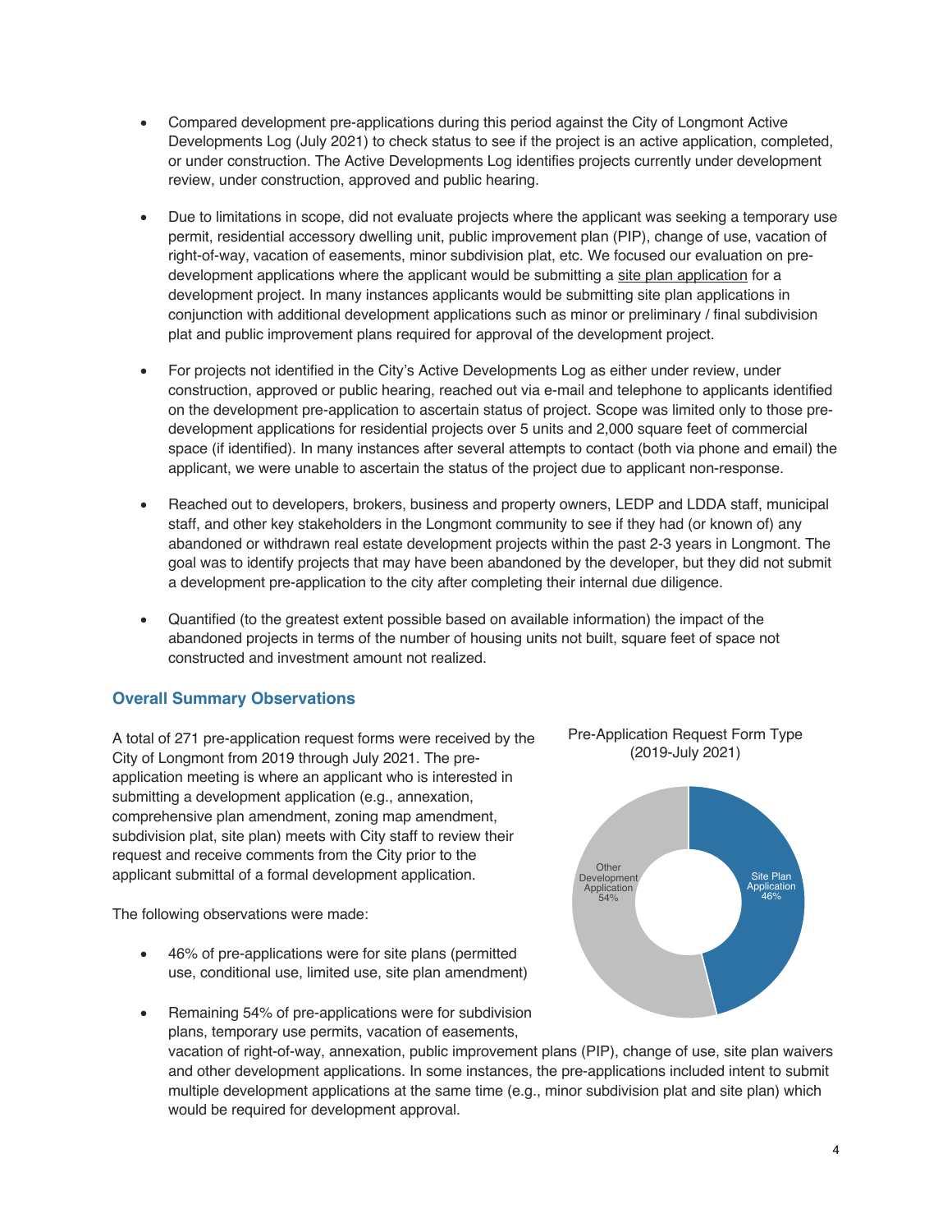- Compared development pre-applications during this period against the City of Longmont Active Developments Log (July 2021) to check status to see if the project is an active application, completed, or under construction. The Active Developments Log identifies projects currently under development review, under construction, approved and public hearing.

- Due to limitations in scope, did not evaluate projects where the applicant was seeking a temporary use permit, residential accessory dwelling unit, public improvement plan (PIP), change of use, vacation of right-of-way, vacation of easements, minor subdivision plat, etc. We focused our evaluation on pre-development applications where the applicant would be submitting a site plan application for a development project. In many instances applicants would be submitting site plan applications in conjunction with additional development applications such as minor or preliminary / final subdivision plat and public improvement plans required for approval of the development project.

- For projects not identified in the City's Active Developments Log as either under review, under construction, approved or public hearing, reached out via e-mail and telephone to applicants identified on the development pre-application to ascertain status of project. Scope was limited only to those pre-development applications for residential projects over 5 units and 2,000 square feet of commercial space (if identified). In many instances after several attempts to contact (both via phone and email) the applicant, we were unable to ascertain the status of the project due to applicant non-response.

- Reached out to developers, brokers, business and property owners, LEDP and LDDA staff, municipal staff, and other key stakeholders in the Longmont community to see if they had (or known of) any abandoned or withdrawn real estate development projects within the past 2-3 years in Longmont. The goal was to identify projects that may have been abandoned by the developer, but they did not submit a development pre-application to the city after completing their internal due diligence.

- Quantified (to the greatest extent possible based on available information) the impact of the abandoned projects in terms of the number of housing units not built, square feet of space not constructed and investment amount not realized.

## Overall Summary Observations

A total of 271 pre-application request forms were received by the City of Longmont from 2019 through July 2021. The pre-application meeting is where an applicant who is interested in submitting a development application (e.g., annexation, comprehensive plan amendment, zoning map amendment, subdivision plat, site plan) meets with City staff to review their request and receive comments from the City prior to the applicant submittal of a formal development application.

Pre-Application Request Form Type (2019-July 2021)

| Type | Share |
| --- | --- |
| Site Plan Application | 46% |
| Other Development Application | 54% |

The following observations were made:

- 46% of pre-applications were for site plans (permitted use, conditional use, limited use, site plan amendment)

- Remaining 54% of pre-applications were for subdivision plans, temporary use permits, vacation of easements, vacation of right-of-way, annexation, public improvement plans (PIP), change of use, site plan waivers and other development applications. In some instances, the pre-applications included intent to submit multiple development applications at the same time (e.g., minor subdivision plat and site plan) which would be required for development approval.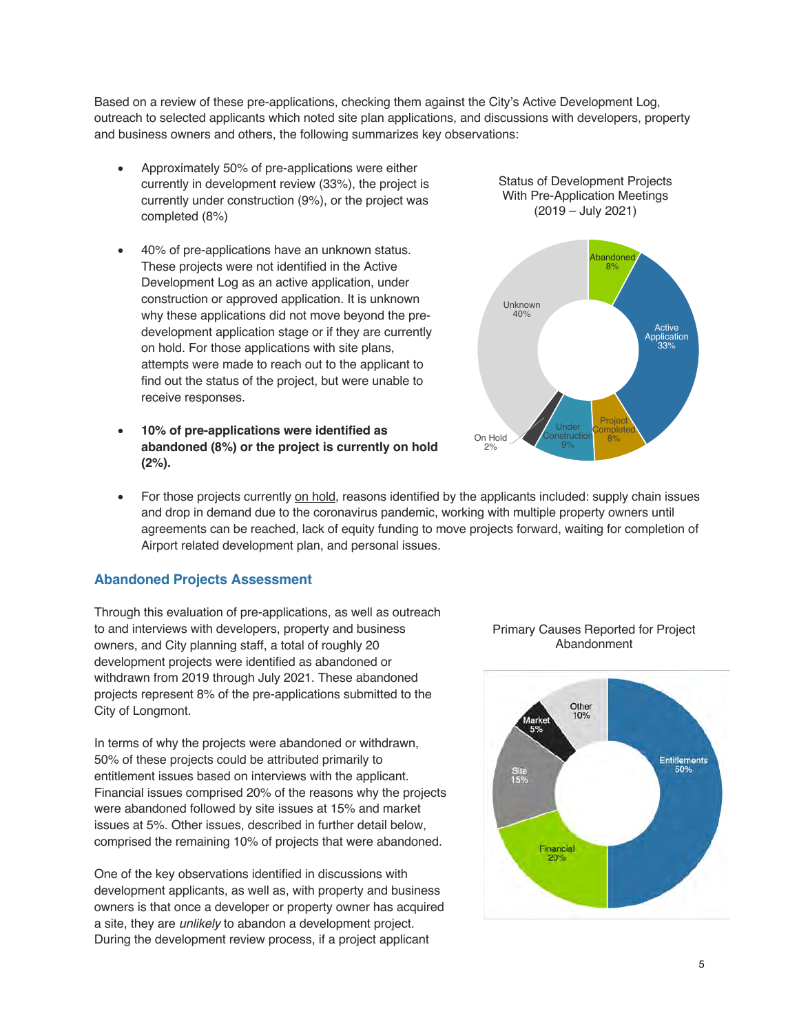Based on a review of these pre-applications, checking them against the City's Active Development Log, outreach to selected applicants which noted site plan applications, and discussions with developers, property and business owners and others, the following summarizes key observations:

- Approximately 50% of pre-applications were either currently in development review (33%), the project is currently under construction (9%), or the project was completed (8%)
- 40% of pre-applications have an unknown status. These projects were not identified in the Active Development Log as an active application, under construction or approved application. It is unknown why these applications did not move beyond the pre-development application stage or if they are currently on hold. For those applications with site plans, attempts were made to reach out to the applicant to find out the status of the project, but were unable to receive responses.
- **10% of pre-applications were identified as abandoned (8%) or the project is currently on hold (2%).**
- For those projects currently on hold, reasons identified by the applicants included: supply chain issues and drop in demand due to the coronavirus pandemic, working with multiple property owners until agreements can be reached, lack of equity funding to move projects forward, waiting for completion of Airport related development plan, and personal issues.

Status of Development Projects With Pre-Application Meetings (2019 – July 2021)

| Status | Share |
|---|---|
| Abandoned | 8% |
| Active Application | 33% |
| Project Completed | 8% |
| Under Construction | 9% |
| On Hold | 2% |
| Unknown | 40% |

## Abandoned Projects Assessment

Through this evaluation of pre-applications, as well as outreach to and interviews with developers, property and business owners, and City planning staff, a total of roughly 20 development projects were identified as abandoned or withdrawn from 2019 through July 2021. These abandoned projects represent 8% of the pre-applications submitted to the City of Longmont.

In terms of why the projects were abandoned or withdrawn, 50% of these projects could be attributed primarily to entitlement issues based on interviews with the applicant. Financial issues comprised 20% of the reasons why the projects were abandoned followed by site issues at 15% and market issues at 5%. Other issues, described in further detail below, comprised the remaining 10% of projects that were abandoned.

Primary Causes Reported for Project Abandonment

| Cause | Share |
|---|---|
| Entitlements | 50% |
| Financial | 20% |
| Site | 15% |
| Market | 5% |
| Other | 10% |

One of the key observations identified in discussions with development applicants, as well as, with property and business owners is that once a developer or property owner has acquired a site, they are *unlikely* to abandon a development project. During the development review process, if a project applicant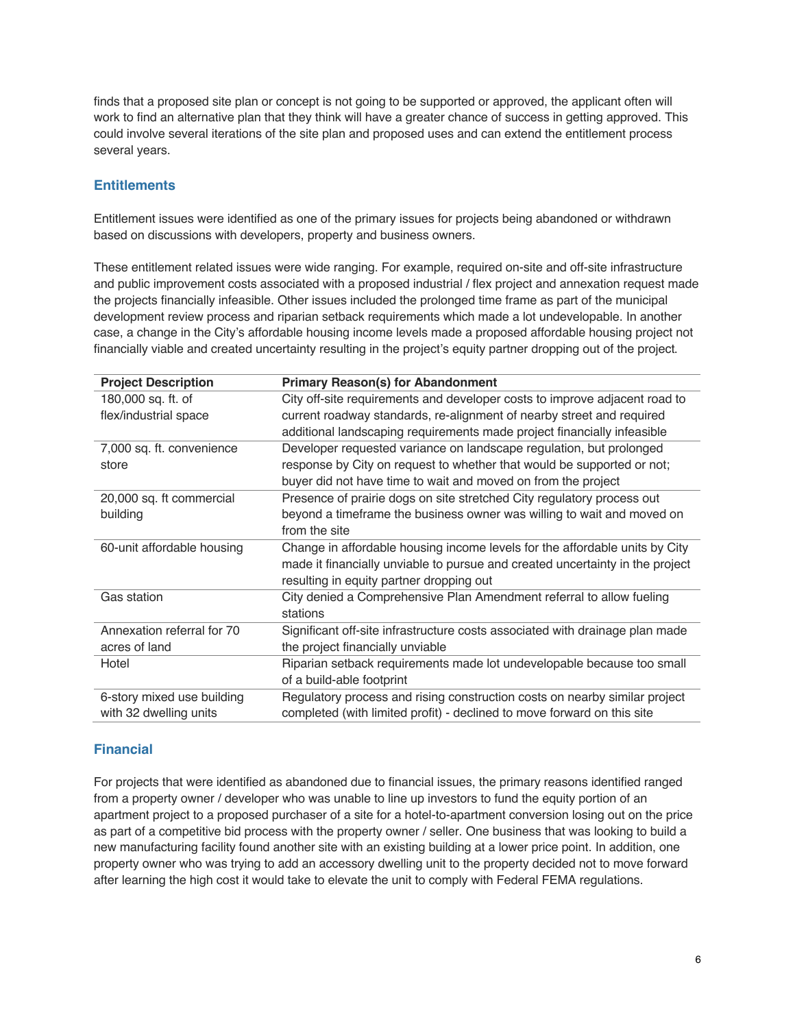finds that a proposed site plan or concept is not going to be supported or approved, the applicant often will work to find an alternative plan that they think will have a greater chance of success in getting approved. This could involve several iterations of the site plan and proposed uses and can extend the entitlement process several years.

## Entitlements

Entitlement issues were identified as one of the primary issues for projects being abandoned or withdrawn based on discussions with developers, property and business owners.

These entitlement related issues were wide ranging. For example, required on-site and off-site infrastructure and public improvement costs associated with a proposed industrial / flex project and annexation request made the projects financially infeasible. Other issues included the prolonged time frame as part of the municipal development review process and riparian setback requirements which made a lot undevelopable. In another case, a change in the City's affordable housing income levels made a proposed affordable housing project not financially viable and created uncertainty resulting in the project's equity partner dropping out of the project.

| Project Description | Primary Reason(s) for Abandonment |
|---|---|
| 180,000 sq. ft. of flex/industrial space | City off-site requirements and developer costs to improve adjacent road to current roadway standards, re-alignment of nearby street and required additional landscaping requirements made project financially infeasible |
| 7,000 sq. ft. convenience store | Developer requested variance on landscape regulation, but prolonged response by City on request to whether that would be supported or not; buyer did not have time to wait and moved on from the project |
| 20,000 sq. ft commercial building | Presence of prairie dogs on site stretched City regulatory process out beyond a timeframe the business owner was willing to wait and moved on from the site |
| 60-unit affordable housing | Change in affordable housing income levels for the affordable units by City made it financially unviable to pursue and created uncertainty in the project resulting in equity partner dropping out |
| Gas station | City denied a Comprehensive Plan Amendment referral to allow fueling stations |
| Annexation referral for 70 acres of land | Significant off-site infrastructure costs associated with drainage plan made the project financially unviable |
| Hotel | Riparian setback requirements made lot undevelopable because too small of a build-able footprint |
| 6-story mixed use building with 32 dwelling units | Regulatory process and rising construction costs on nearby similar project completed (with limited profit) - declined to move forward on this site |

## Financial

For projects that were identified as abandoned due to financial issues, the primary reasons identified ranged from a property owner / developer who was unable to line up investors to fund the equity portion of an apartment project to a proposed purchaser of a site for a hotel-to-apartment conversion losing out on the price as part of a competitive bid process with the property owner / seller. One business that was looking to build a new manufacturing facility found another site with an existing building at a lower price point. In addition, one property owner who was trying to add an accessory dwelling unit to the property decided not to move forward after learning the high cost it would take to elevate the unit to comply with Federal FEMA regulations.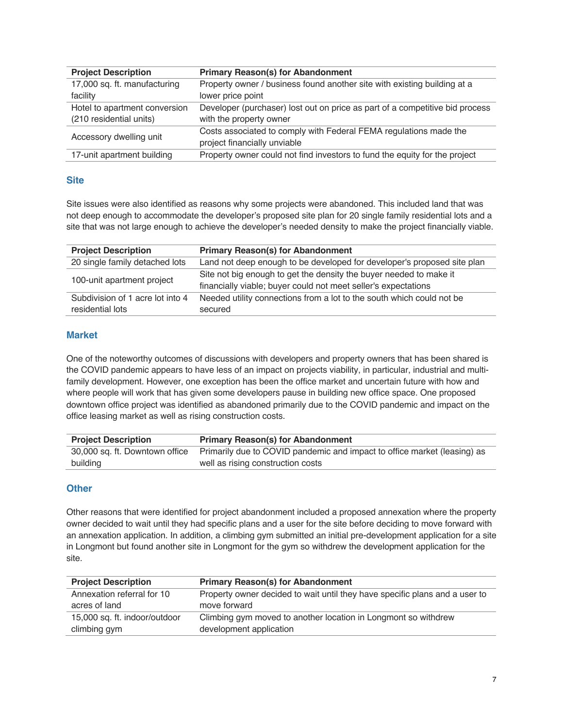| Project Description | Primary Reason(s) for Abandonment |
|---|---|
| 17,000 sq. ft. manufacturing facility | Property owner / business found another site with existing building at a lower price point |
| Hotel to apartment conversion (210 residential units) | Developer (purchaser) lost out on price as part of a competitive bid process with the property owner |
| Accessory dwelling unit | Costs associated to comply with Federal FEMA regulations made the project financially unviable |
| 17-unit apartment building | Property owner could not find investors to fund the equity for the project |

### Site

Site issues were also identified as reasons why some projects were abandoned. This included land that was not deep enough to accommodate the developer's proposed site plan for 20 single family residential lots and a site that was not large enough to achieve the developer's needed density to make the project financially viable.

| Project Description | Primary Reason(s) for Abandonment |
|---|---|
| 20 single family detached lots | Land not deep enough to be developed for developer's proposed site plan |
| 100-unit apartment project | Site not big enough to get the density the buyer needed to make it financially viable; buyer could not meet seller's expectations |
| Subdivision of 1 acre lot into 4 residential lots | Needed utility connections from a lot to the south which could not be secured |

### Market

One of the noteworthy outcomes of discussions with developers and property owners that has been shared is the COVID pandemic appears to have less of an impact on projects viability, in particular, industrial and multi-family development. However, one exception has been the office market and uncertain future with how and where people will work that has given some developers pause in building new office space. One proposed downtown office project was identified as abandoned primarily due to the COVID pandemic and impact on the office leasing market as well as rising construction costs.

| Project Description | Primary Reason(s) for Abandonment |
|---|---|
| 30,000 sq. ft. Downtown office building | Primarily due to COVID pandemic and impact to office market (leasing) as well as rising construction costs |

### Other

Other reasons that were identified for project abandonment included a proposed annexation where the property owner decided to wait until they had specific plans and a user for the site before deciding to move forward with an annexation application. In addition, a climbing gym submitted an initial pre-development application for a site in Longmont but found another site in Longmont for the gym so withdrew the development application for the site.

| Project Description | Primary Reason(s) for Abandonment |
|---|---|
| Annexation referral for 10 acres of land | Property owner decided to wait until they have specific plans and a user to move forward |
| 15,000 sq. ft. indoor/outdoor climbing gym | Climbing gym moved to another location in Longmont so withdrew development application |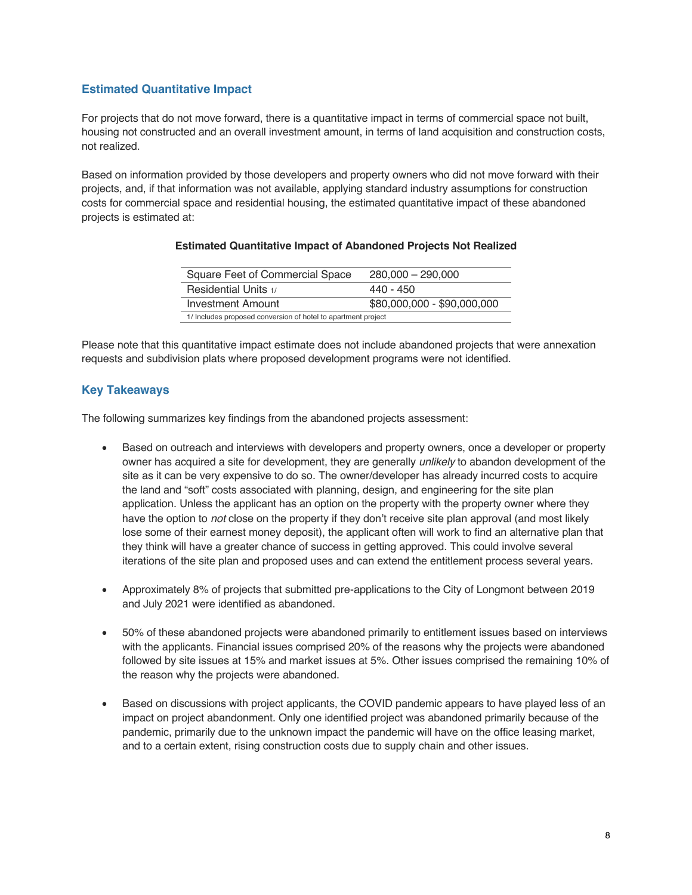## Estimated Quantitative Impact

For projects that do not move forward, there is a quantitative impact in terms of commercial space not built, housing not constructed and an overall investment amount, in terms of land acquisition and construction costs, not realized.

Based on information provided by those developers and property owners who did not move forward with their projects, and, if that information was not available, applying standard industry assumptions for construction costs for commercial space and residential housing, the estimated quantitative impact of these abandoned projects is estimated at:

**Estimated Quantitative Impact of Abandoned Projects Not Realized**

| | |
|---|---|
| Square Feet of Commercial Space | 280,000 – 290,000 |
| Residential Units 1/ | 440 - 450 |
| Investment Amount | $80,000,000 - $90,000,000 |

1/ Includes proposed conversion of hotel to apartment project

Please note that this quantitative impact estimate does not include abandoned projects that were annexation requests and subdivision plats where proposed development programs were not identified.

## Key Takeaways

The following summarizes key findings from the abandoned projects assessment:

- Based on outreach and interviews with developers and property owners, once a developer or property owner has acquired a site for development, they are generally *unlikely* to abandon development of the site as it can be very expensive to do so. The owner/developer has already incurred costs to acquire the land and "soft" costs associated with planning, design, and engineering for the site plan application. Unless the applicant has an option on the property with the property owner where they have the option to *not* close on the property if they don't receive site plan approval (and most likely lose some of their earnest money deposit), the applicant often will work to find an alternative plan that they think will have a greater chance of success in getting approved. This could involve several iterations of the site plan and proposed uses and can extend the entitlement process several years.

- Approximately 8% of projects that submitted pre-applications to the City of Longmont between 2019 and July 2021 were identified as abandoned.

- 50% of these abandoned projects were abandoned primarily to entitlement issues based on interviews with the applicants. Financial issues comprised 20% of the reasons why the projects were abandoned followed by site issues at 15% and market issues at 5%. Other issues comprised the remaining 10% of the reason why the projects were abandoned.

- Based on discussions with project applicants, the COVID pandemic appears to have played less of an impact on project abandonment. Only one identified project was abandoned primarily because of the pandemic, primarily due to the unknown impact the pandemic will have on the office leasing market, and to a certain extent, rising construction costs due to supply chain and other issues.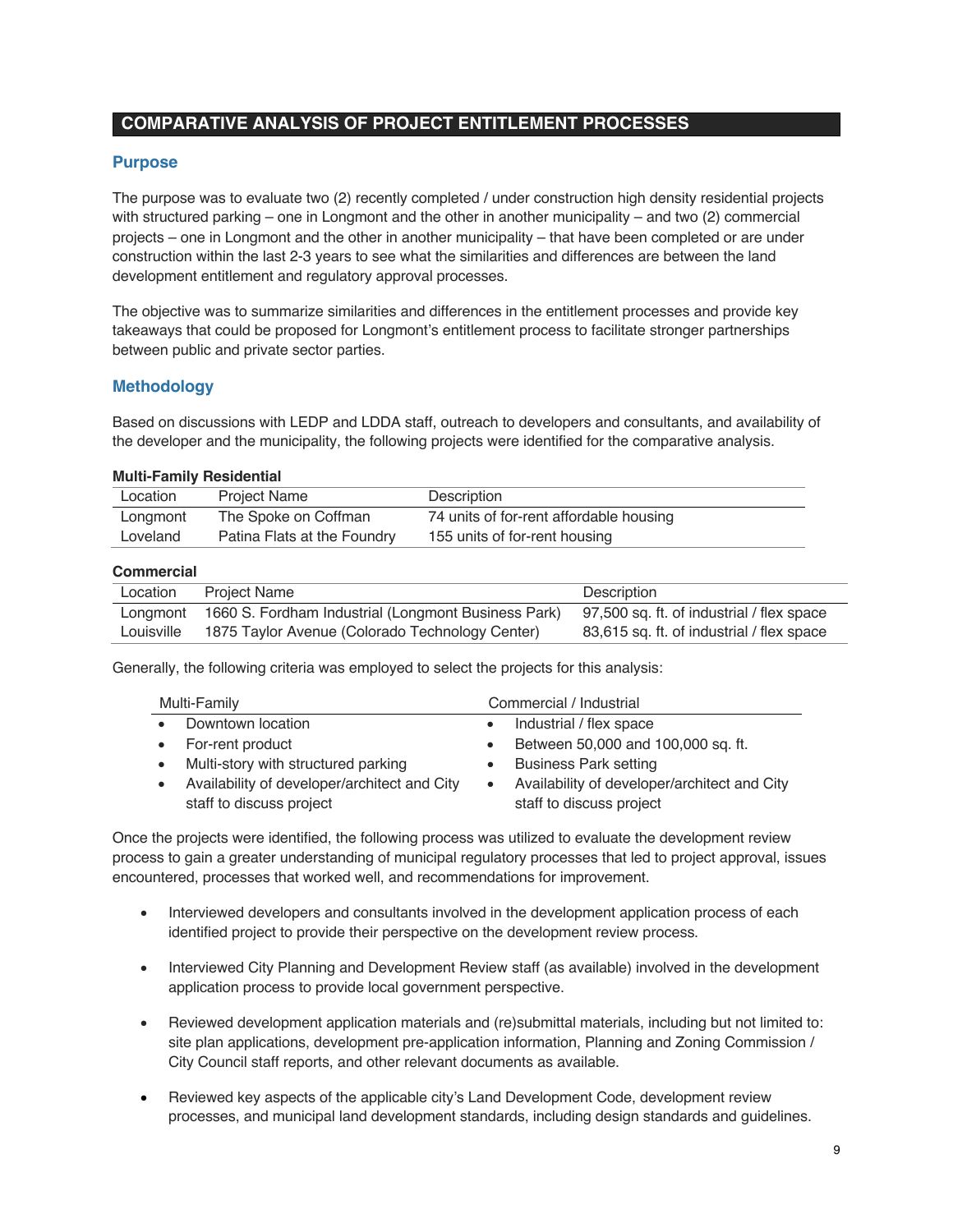## COMPARATIVE ANALYSIS OF PROJECT ENTITLEMENT PROCESSES

### Purpose

The purpose was to evaluate two (2) recently completed / under construction high density residential projects with structured parking – one in Longmont and the other in another municipality – and two (2) commercial projects – one in Longmont and the other in another municipality – that have been completed or are under construction within the last 2-3 years to see what the similarities and differences are between the land development entitlement and regulatory approval processes.

The objective was to summarize similarities and differences in the entitlement processes and provide key takeaways that could be proposed for Longmont's entitlement process to facilitate stronger partnerships between public and private sector parties.

### Methodology

Based on discussions with LEDP and LDDA staff, outreach to developers and consultants, and availability of the developer and the municipality, the following projects were identified for the comparative analysis.

**Multi-Family Residential**

| Location | Project Name | Description |
|---|---|---|
| Longmont | The Spoke on Coffman | 74 units of for-rent affordable housing |
| Loveland | Patina Flats at the Foundry | 155 units of for-rent housing |

**Commercial**

| Location | Project Name | Description |
|---|---|---|
| Longmont | 1660 S. Fordham Industrial (Longmont Business Park) | 97,500 sq. ft. of industrial / flex space |
| Louisville | 1875 Taylor Avenue (Colorado Technology Center) | 83,615 sq. ft. of industrial / flex space |

Generally, the following criteria was employed to select the projects for this analysis:

| Multi-Family | Commercial / Industrial |
|---|---|
| • Downtown location | • Industrial / flex space |
| • For-rent product | • Between 50,000 and 100,000 sq. ft. |
| • Multi-story with structured parking | • Business Park setting |
| • Availability of developer/architect and City staff to discuss project | • Availability of developer/architect and City staff to discuss project |

Once the projects were identified, the following process was utilized to evaluate the development review process to gain a greater understanding of municipal regulatory processes that led to project approval, issues encountered, processes that worked well, and recommendations for improvement.

- Interviewed developers and consultants involved in the development application process of each identified project to provide their perspective on the development review process.
- Interviewed City Planning and Development Review staff (as available) involved in the development application process to provide local government perspective.
- Reviewed development application materials and (re)submittal materials, including but not limited to: site plan applications, development pre-application information, Planning and Zoning Commission / City Council staff reports, and other relevant documents as available.
- Reviewed key aspects of the applicable city's Land Development Code, development review processes, and municipal land development standards, including design standards and guidelines.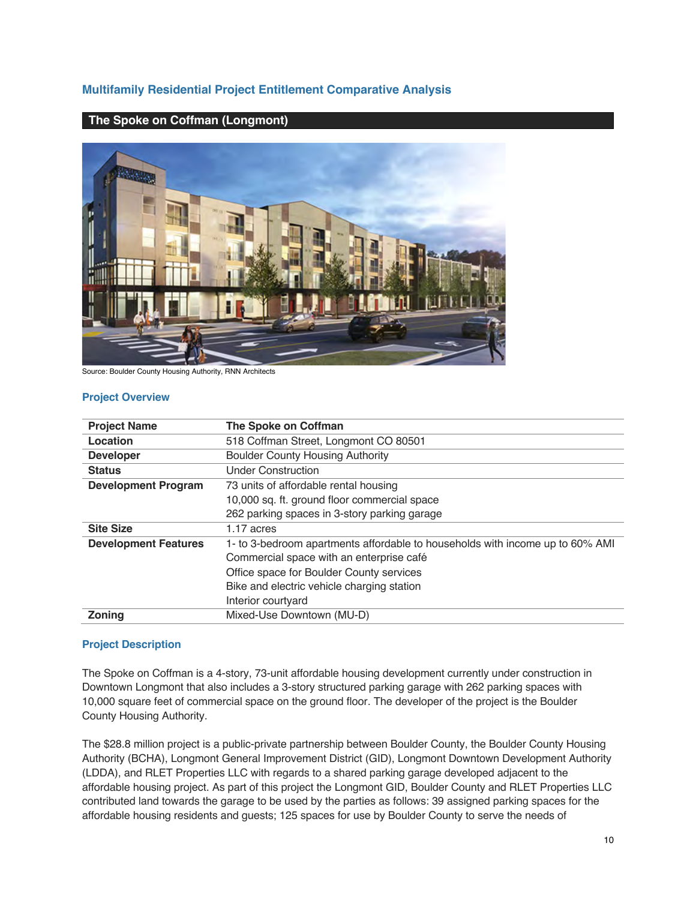## Multifamily Residential Project Entitlement Comparative Analysis

### The Spoke on Coffman (Longmont)

Source: Boulder County Housing Authority, RNN Architects

#### Project Overview

| Project Name | The Spoke on Coffman |
|---|---|
| Location | 518 Coffman Street, Longmont CO 80501 |
| Developer | Boulder County Housing Authority |
| Status | Under Construction |
| Development Program | 73 units of affordable rental housing<br>10,000 sq. ft. ground floor commercial space<br>262 parking spaces in 3-story parking garage |
| Site Size | 1.17 acres |
| Development Features | 1- to 3-bedroom apartments affordable to households with income up to 60% AMI<br>Commercial space with an enterprise café<br>Office space for Boulder County services<br>Bike and electric vehicle charging station<br>Interior courtyard |
| Zoning | Mixed-Use Downtown (MU-D) |

#### Project Description

The Spoke on Coffman is a 4-story, 73-unit affordable housing development currently under construction in Downtown Longmont that also includes a 3-story structured parking garage with 262 parking spaces with 10,000 square feet of commercial space on the ground floor. The developer of the project is the Boulder County Housing Authority.

The $28.8 million project is a public-private partnership between Boulder County, the Boulder County Housing Authority (BCHA), Longmont General Improvement District (GID), Longmont Downtown Development Authority (LDDA), and RLET Properties LLC with regards to a shared parking garage developed adjacent to the affordable housing project. As part of this project the Longmont GID, Boulder County and RLET Properties LLC contributed land towards the garage to be used by the parties as follows: 39 assigned parking spaces for the affordable housing residents and guests; 125 spaces for use by Boulder County to serve the needs of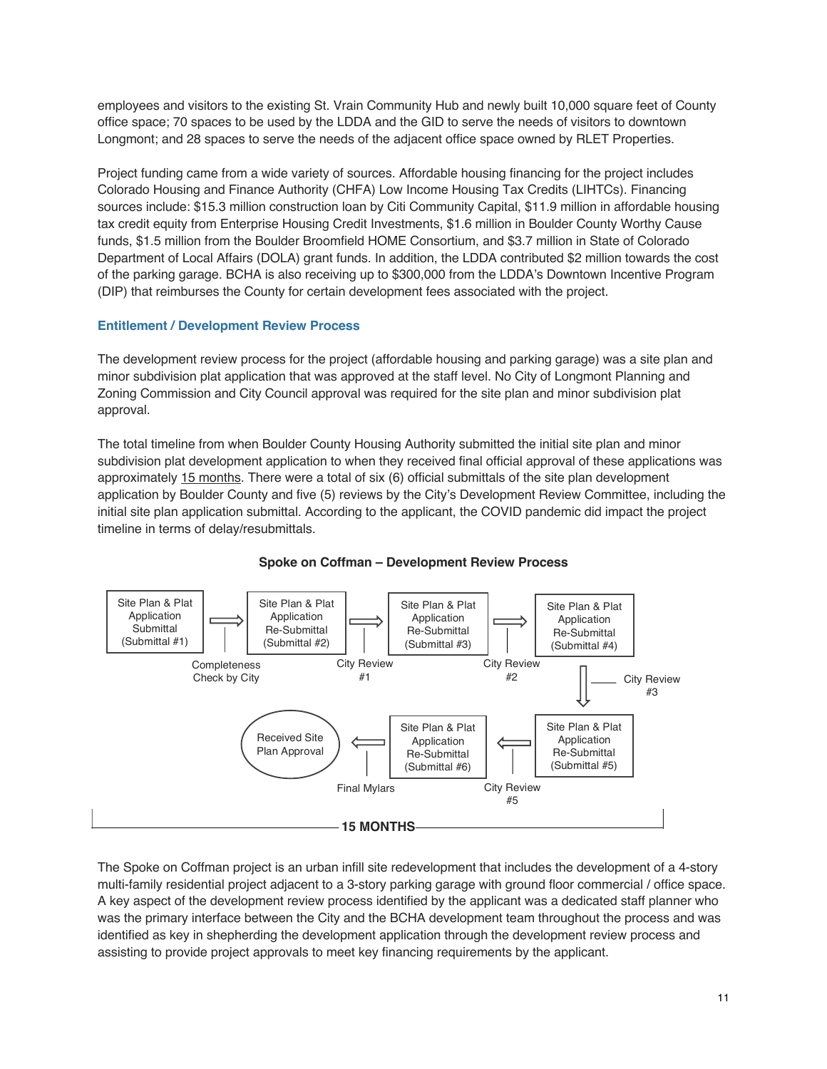employees and visitors to the existing St. Vrain Community Hub and newly built 10,000 square feet of County office space; 70 spaces to be used by the LDDA and the GID to serve the needs of visitors to downtown Longmont; and 28 spaces to serve the needs of the adjacent office space owned by RLET Properties.

Project funding came from a wide variety of sources. Affordable housing financing for the project includes Colorado Housing and Finance Authority (CHFA) Low Income Housing Tax Credits (LIHTCs). Financing sources include: $15.3 million construction loan by Citi Community Capital, $11.9 million in affordable housing tax credit equity from Enterprise Housing Credit Investments, $1.6 million in Boulder County Worthy Cause funds, $1.5 million from the Boulder Broomfield HOME Consortium, and $3.7 million in State of Colorado Department of Local Affairs (DOLA) grant funds. In addition, the LDDA contributed $2 million towards the cost of the parking garage. BCHA is also receiving up to $300,000 from the LDDA's Downtown Incentive Program (DIP) that reimburses the County for certain development fees associated with the project.

### Entitlement / Development Review Process

The development review process for the project (affordable housing and parking garage) was a site plan and minor subdivision plat application that was approved at the staff level. No City of Longmont Planning and Zoning Commission and City Council approval was required for the site plan and minor subdivision plat approval.

The total timeline from when Boulder County Housing Authority submitted the initial site plan and minor subdivision plat development application to when they received final official approval of these applications was approximately 15 months. There were a total of six (6) official submittals of the site plan development application by Boulder County and five (5) reviews by the City's Development Review Committee, including the initial site plan application submittal. According to the applicant, the COVID pandemic did impact the project timeline in terms of delay/resubmittals.

**Spoke on Coffman – Development Review Process**

Site Plan & Plat Application Submittal (Submittal #1) → Completeness Check by City → Site Plan & Plat Application Re-Submittal (Submittal #2) → City Review #1 → Site Plan & Plat Application Re-Submittal (Submittal #3) → City Review #2 → Site Plan & Plat Application Re-Submittal (Submittal #4) → City Review #3 → Site Plan & Plat Application Re-Submittal (Submittal #5) → City Review #5 → Site Plan & Plat Application Re-Submittal (Submittal #6) → Final Mylars → Received Site Plan Approval

**15 MONTHS**

The Spoke on Coffman project is an urban infill site redevelopment that includes the development of a 4-story multi-family residential project adjacent to a 3-story parking garage with ground floor commercial / office space. A key aspect of the development review process identified by the applicant was a dedicated staff planner who was the primary interface between the City and the BCHA development team throughout the process and was identified as key in shepherding the development application through the development review process and assisting to provide project approvals to meet key financing requirements by the applicant.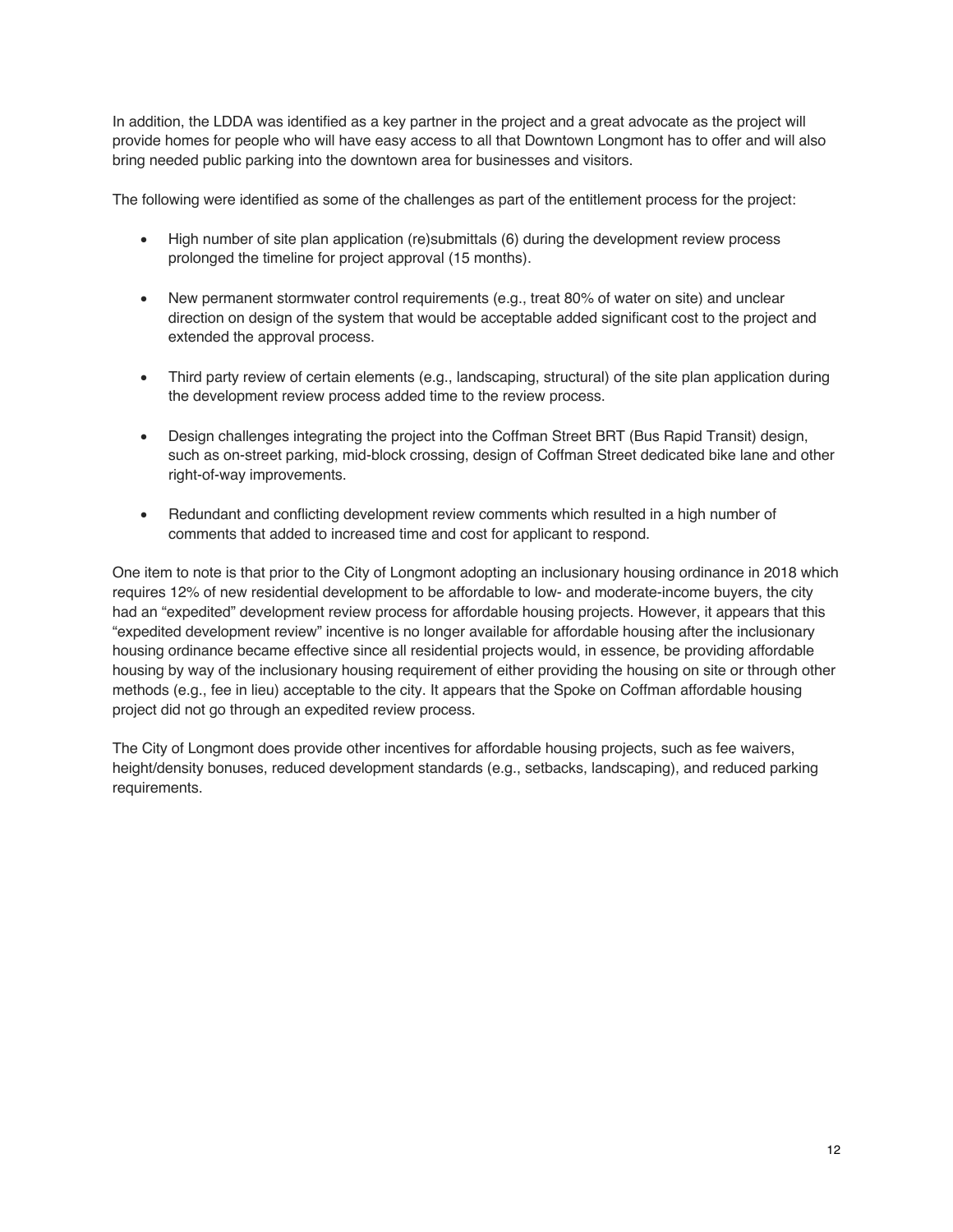In addition, the LDDA was identified as a key partner in the project and a great advocate as the project will provide homes for people who will have easy access to all that Downtown Longmont has to offer and will also bring needed public parking into the downtown area for businesses and visitors.

The following were identified as some of the challenges as part of the entitlement process for the project:

- High number of site plan application (re)submittals (6) during the development review process prolonged the timeline for project approval (15 months).
- New permanent stormwater control requirements (e.g., treat 80% of water on site) and unclear direction on design of the system that would be acceptable added significant cost to the project and extended the approval process.
- Third party review of certain elements (e.g., landscaping, structural) of the site plan application during the development review process added time to the review process.
- Design challenges integrating the project into the Coffman Street BRT (Bus Rapid Transit) design, such as on-street parking, mid-block crossing, design of Coffman Street dedicated bike lane and other right-of-way improvements.
- Redundant and conflicting development review comments which resulted in a high number of comments that added to increased time and cost for applicant to respond.

One item to note is that prior to the City of Longmont adopting an inclusionary housing ordinance in 2018 which requires 12% of new residential development to be affordable to low- and moderate-income buyers, the city had an "expedited" development review process for affordable housing projects. However, it appears that this "expedited development review" incentive is no longer available for affordable housing after the inclusionary housing ordinance became effective since all residential projects would, in essence, be providing affordable housing by way of the inclusionary housing requirement of either providing the housing on site or through other methods (e.g., fee in lieu) acceptable to the city. It appears that the Spoke on Coffman affordable housing project did not go through an expedited review process.

The City of Longmont does provide other incentives for affordable housing projects, such as fee waivers, height/density bonuses, reduced development standards (e.g., setbacks, landscaping), and reduced parking requirements.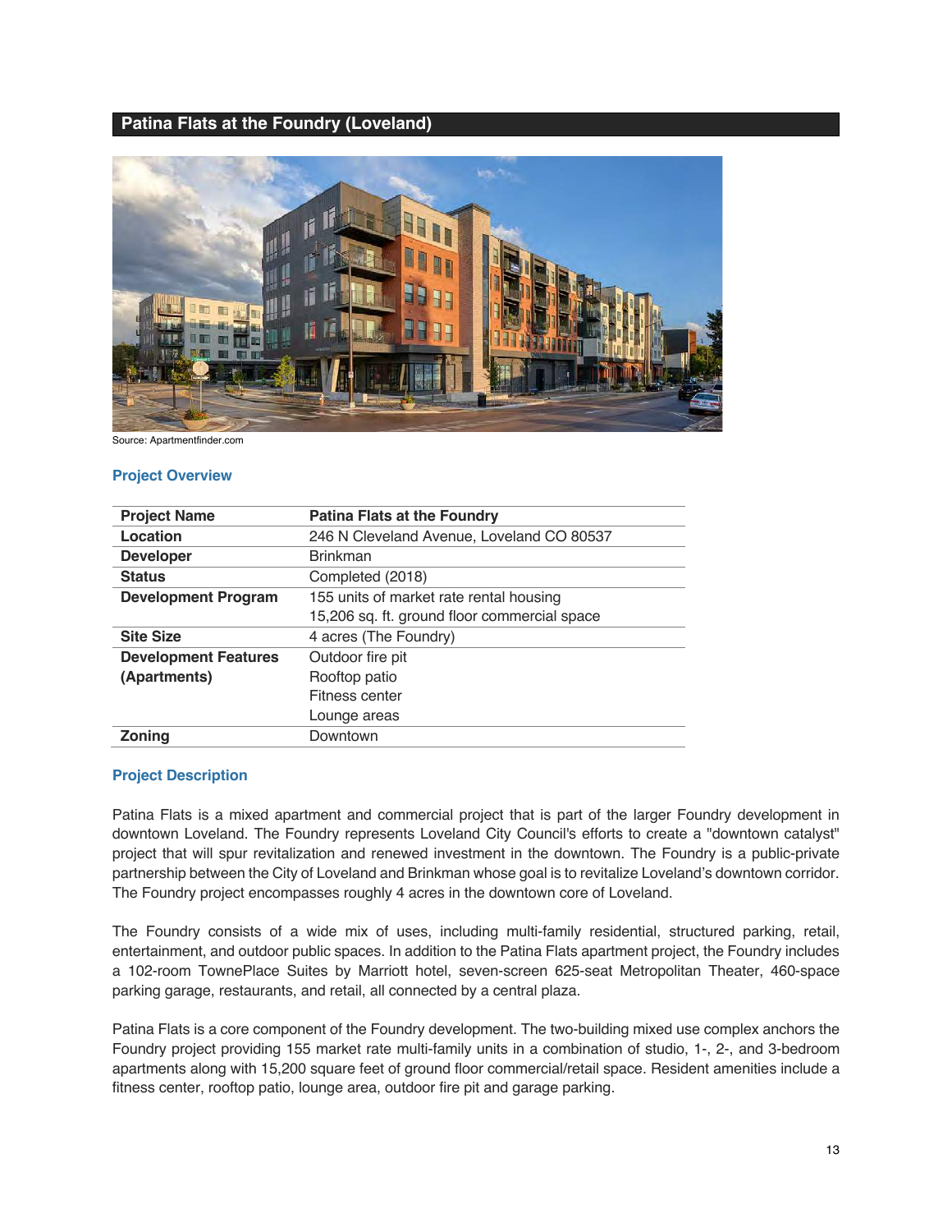## Patina Flats at the Foundry (Loveland)

Source: Apartmentfinder.com

### Project Overview

| Project Name | Patina Flats at the Foundry |
|---|---|
| Location | 246 N Cleveland Avenue, Loveland CO 80537 |
| Developer | Brinkman |
| Status | Completed (2018) |
| Development Program | 155 units of market rate rental housing<br>15,206 sq. ft. ground floor commercial space |
| Site Size | 4 acres (The Foundry) |
| Development Features (Apartments) | Outdoor fire pit<br>Rooftop patio<br>Fitness center<br>Lounge areas |
| Zoning | Downtown |

### Project Description

Patina Flats is a mixed apartment and commercial project that is part of the larger Foundry development in downtown Loveland. The Foundry represents Loveland City Council's efforts to create a "downtown catalyst" project that will spur revitalization and renewed investment in the downtown. The Foundry is a public-private partnership between the City of Loveland and Brinkman whose goal is to revitalize Loveland's downtown corridor. The Foundry project encompasses roughly 4 acres in the downtown core of Loveland.

The Foundry consists of a wide mix of uses, including multi-family residential, structured parking, retail, entertainment, and outdoor public spaces. In addition to the Patina Flats apartment project, the Foundry includes a 102-room TownePlace Suites by Marriott hotel, seven-screen 625-seat Metropolitan Theater, 460-space parking garage, restaurants, and retail, all connected by a central plaza.

Patina Flats is a core component of the Foundry development. The two-building mixed use complex anchors the Foundry project providing 155 market rate multi-family units in a combination of studio, 1-, 2-, and 3-bedroom apartments along with 15,200 square feet of ground floor commercial/retail space. Resident amenities include a fitness center, rooftop patio, lounge area, outdoor fire pit and garage parking.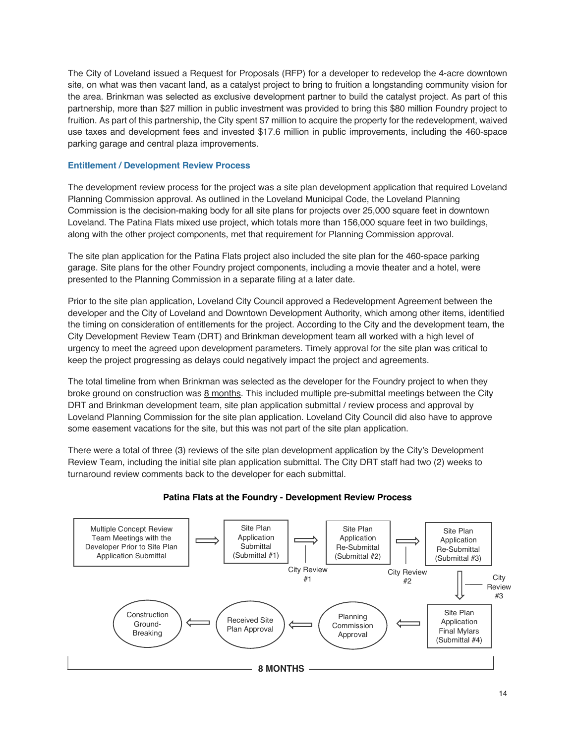The City of Loveland issued a Request for Proposals (RFP) for a developer to redevelop the 4-acre downtown site, on what was then vacant land, as a catalyst project to bring to fruition a longstanding community vision for the area. Brinkman was selected as exclusive development partner to build the catalyst project. As part of this partnership, more than $27 million in public investment was provided to bring this $80 million Foundry project to fruition. As part of this partnership, the City spent $7 million to acquire the property for the redevelopment, waived use taxes and development fees and invested $17.6 million in public improvements, including the 460-space parking garage and central plaza improvements.

### Entitlement / Development Review Process

The development review process for the project was a site plan development application that required Loveland Planning Commission approval. As outlined in the Loveland Municipal Code, the Loveland Planning Commission is the decision-making body for all site plans for projects over 25,000 square feet in downtown Loveland. The Patina Flats mixed use project, which totals more than 156,000 square feet in two buildings, along with the other project components, met that requirement for Planning Commission approval.

The site plan application for the Patina Flats project also included the site plan for the 460-space parking garage. Site plans for the other Foundry project components, including a movie theater and a hotel, were presented to the Planning Commission in a separate filing at a later date.

Prior to the site plan application, Loveland City Council approved a Redevelopment Agreement between the developer and the City of Loveland and Downtown Development Authority, which among other items, identified the timing on consideration of entitlements for the project. According to the City and the development team, the City Development Review Team (DRT) and Brinkman development team all worked with a high level of urgency to meet the agreed upon development parameters. Timely approval for the site plan was critical to keep the project progressing as delays could negatively impact the project and agreements.

The total timeline from when Brinkman was selected as the developer for the Foundry project to when they broke ground on construction was 8 months. This included multiple pre-submittal meetings between the City DRT and Brinkman development team, site plan application submittal / review process and approval by Loveland Planning Commission for the site plan application. Loveland City Council did also have to approve some easement vacations for the site, but this was not part of the site plan application.

There were a total of three (3) reviews of the site plan development application by the City's Development Review Team, including the initial site plan application submittal. The City DRT staff had two (2) weeks to turnaround review comments back to the developer for each submittal.

**Patina Flats at the Foundry - Development Review Process**

Multiple Concept Review Team Meetings with the Developer Prior to Site Plan Application Submittal → Site Plan Application Submittal (Submittal #1) → City Review #1 → Site Plan Application Re-Submittal (Submittal #2) → City Review #2 → Site Plan Application Re-Submittal (Submittal #3) → City Review #3 → Site Plan Application Final Mylars (Submittal #4) → Planning Commission Approval → Received Site Plan Approval → Construction Ground-Breaking

**8 MONTHS**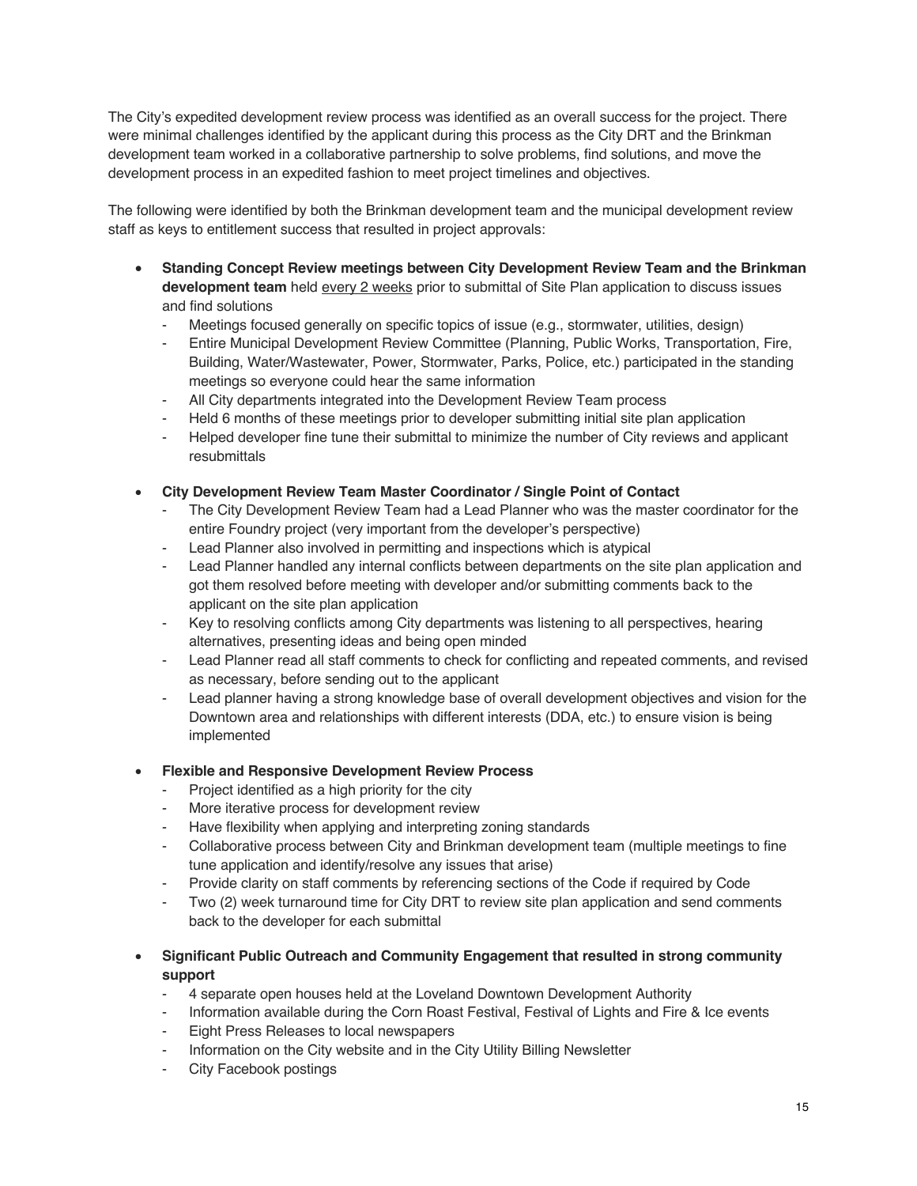The City's expedited development review process was identified as an overall success for the project. There were minimal challenges identified by the applicant during this process as the City DRT and the Brinkman development team worked in a collaborative partnership to solve problems, find solutions, and move the development process in an expedited fashion to meet project timelines and objectives.

The following were identified by both the Brinkman development team and the municipal development review staff as keys to entitlement success that resulted in project approvals:

- **Standing Concept Review meetings between City Development Review Team and the Brinkman development team** held every 2 weeks prior to submittal of Site Plan application to discuss issues and find solutions
  - Meetings focused generally on specific topics of issue (e.g., stormwater, utilities, design)
  - Entire Municipal Development Review Committee (Planning, Public Works, Transportation, Fire, Building, Water/Wastewater, Power, Stormwater, Parks, Police, etc.) participated in the standing meetings so everyone could hear the same information
  - All City departments integrated into the Development Review Team process
  - Held 6 months of these meetings prior to developer submitting initial site plan application
  - Helped developer fine tune their submittal to minimize the number of City reviews and applicant resubmittals

- **City Development Review Team Master Coordinator / Single Point of Contact**
  - The City Development Review Team had a Lead Planner who was the master coordinator for the entire Foundry project (very important from the developer's perspective)
  - Lead Planner also involved in permitting and inspections which is atypical
  - Lead Planner handled any internal conflicts between departments on the site plan application and got them resolved before meeting with developer and/or submitting comments back to the applicant on the site plan application
  - Key to resolving conflicts among City departments was listening to all perspectives, hearing alternatives, presenting ideas and being open minded
  - Lead Planner read all staff comments to check for conflicting and repeated comments, and revised as necessary, before sending out to the applicant
  - Lead planner having a strong knowledge base of overall development objectives and vision for the Downtown area and relationships with different interests (DDA, etc.) to ensure vision is being implemented

- **Flexible and Responsive Development Review Process**
  - Project identified as a high priority for the city
  - More iterative process for development review
  - Have flexibility when applying and interpreting zoning standards
  - Collaborative process between City and Brinkman development team (multiple meetings to fine tune application and identify/resolve any issues that arise)
  - Provide clarity on staff comments by referencing sections of the Code if required by Code
  - Two (2) week turnaround time for City DRT to review site plan application and send comments back to the developer for each submittal

- **Significant Public Outreach and Community Engagement that resulted in strong community support**
  - 4 separate open houses held at the Loveland Downtown Development Authority
  - Information available during the Corn Roast Festival, Festival of Lights and Fire & Ice events
  - Eight Press Releases to local newspapers
  - Information on the City website and in the City Utility Billing Newsletter
  - City Facebook postings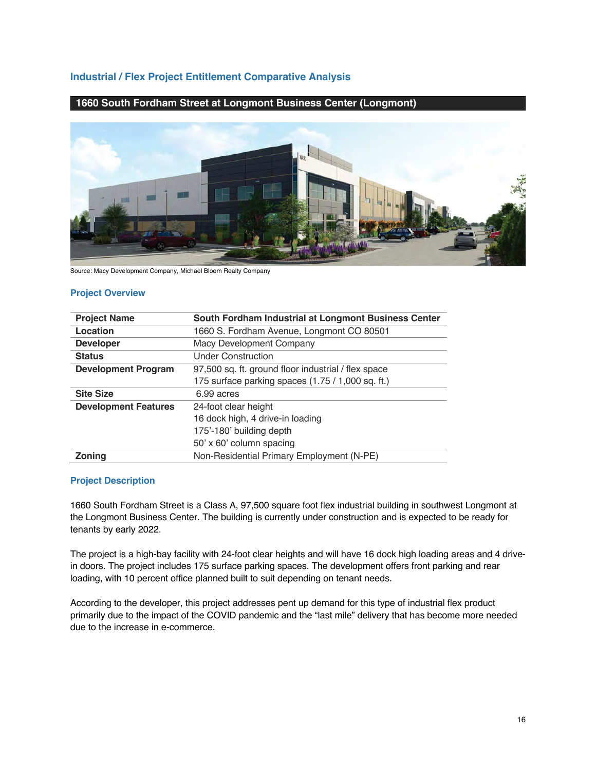## Industrial / Flex Project Entitlement Comparative Analysis

### 1660 South Fordham Street at Longmont Business Center (Longmont)

Source: Macy Development Company, Michael Bloom Realty Company

### Project Overview

| Project Name | South Fordham Industrial at Longmont Business Center |
|---|---|
| Location | 1660 S. Fordham Avenue, Longmont CO 80501 |
| Developer | Macy Development Company |
| Status | Under Construction |
| Development Program | 97,500 sq. ft. ground floor industrial / flex space<br>175 surface parking spaces (1.75 / 1,000 sq. ft.) |
| Site Size | 6.99 acres |
| Development Features | 24-foot clear height<br>16 dock high, 4 drive-in loading<br>175'-180' building depth<br>50' x 60' column spacing |
| Zoning | Non-Residential Primary Employment (N-PE) |

### Project Description

1660 South Fordham Street is a Class A, 97,500 square foot flex industrial building in southwest Longmont at the Longmont Business Center. The building is currently under construction and is expected to be ready for tenants by early 2022.

The project is a high-bay facility with 24-foot clear heights and will have 16 dock high loading areas and 4 drive-in doors. The project includes 175 surface parking spaces. The development offers front parking and rear loading, with 10 percent office planned built to suit depending on tenant needs.

According to the developer, this project addresses pent up demand for this type of industrial flex product primarily due to the impact of the COVID pandemic and the "last mile" delivery that has become more needed due to the increase in e-commerce.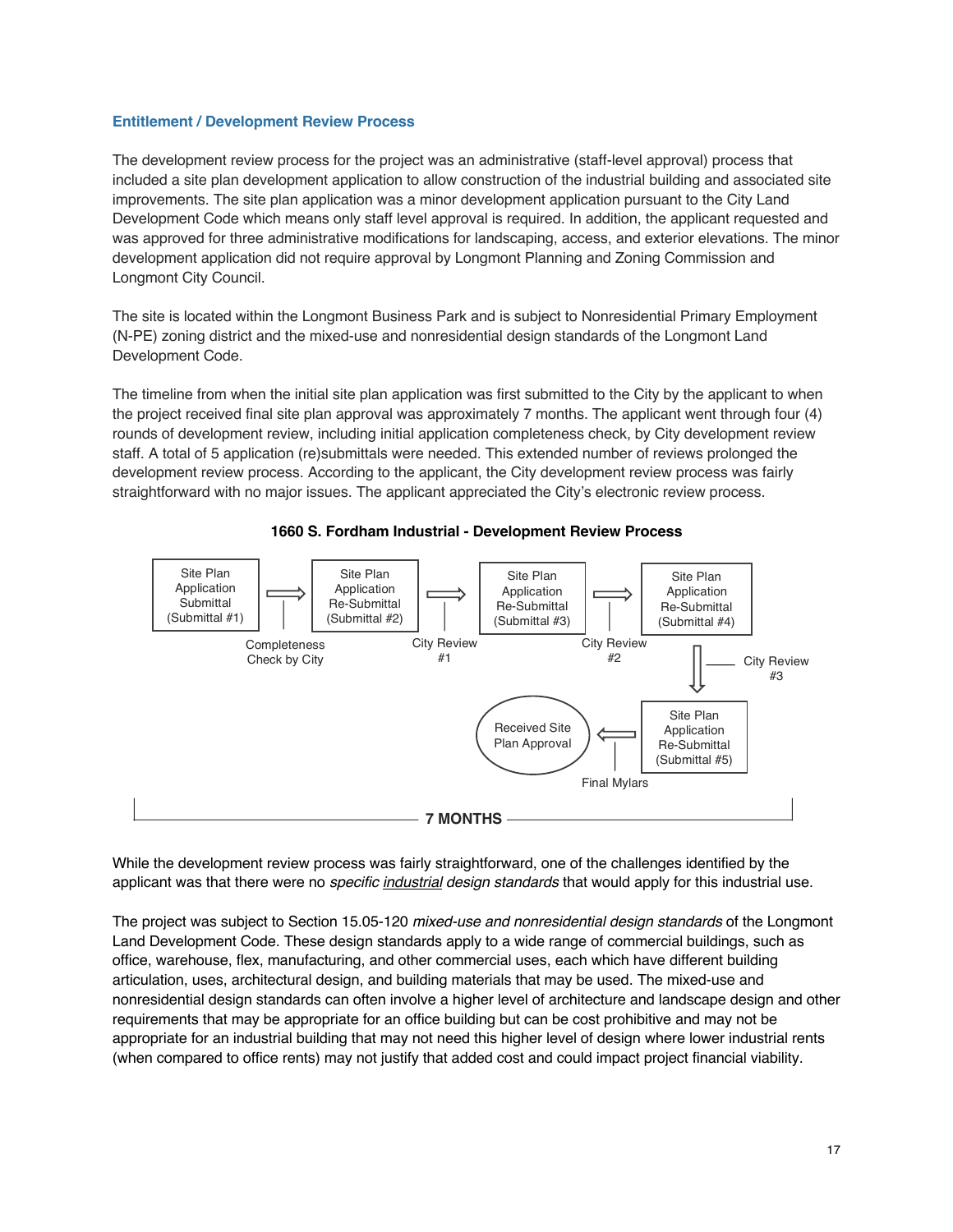### Entitlement / Development Review Process

The development review process for the project was an administrative (staff-level approval) process that included a site plan development application to allow construction of the industrial building and associated site improvements. The site plan application was a minor development application pursuant to the City Land Development Code which means only staff level approval is required. In addition, the applicant requested and was approved for three administrative modifications for landscaping, access, and exterior elevations. The minor development application did not require approval by Longmont Planning and Zoning Commission and Longmont City Council.

The site is located within the Longmont Business Park and is subject to Nonresidential Primary Employment (N-PE) zoning district and the mixed-use and nonresidential design standards of the Longmont Land Development Code.

The timeline from when the initial site plan application was first submitted to the City by the applicant to when the project received final site plan approval was approximately 7 months. The applicant went through four (4) rounds of development review, including initial application completeness check, by City development review staff. A total of 5 application (re)submittals were needed. This extended number of reviews prolonged the development review process. According to the applicant, the City development review process was fairly straightforward with no major issues. The applicant appreciated the City's electronic review process.

**1660 S. Fordham Industrial - Development Review Process**

Site Plan Application Submittal (Submittal #1) → Completeness Check by City → Site Plan Application Re-Submittal (Submittal #2) → City Review #1 → Site Plan Application Re-Submittal (Submittal #3) → City Review #2 → Site Plan Application Re-Submittal (Submittal #4) → City Review #3 → Site Plan Application Re-Submittal (Submittal #5) → Final Mylars → Received Site Plan Approval

**7 MONTHS**

While the development review process was fairly straightforward, one of the challenges identified by the applicant was that there were no *specific industrial design standards* that would apply for this industrial use.

The project was subject to Section 15.05-120 *mixed-use and nonresidential design standards* of the Longmont Land Development Code. These design standards apply to a wide range of commercial buildings, such as office, warehouse, flex, manufacturing, and other commercial uses, each which have different building articulation, uses, architectural design, and building materials that may be used. The mixed-use and nonresidential design standards can often involve a higher level of architecture and landscape design and other requirements that may be appropriate for an office building but can be cost prohibitive and may not be appropriate for an industrial building that may not need this higher level of design where lower industrial rents (when compared to office rents) may not justify that added cost and could impact project financial viability.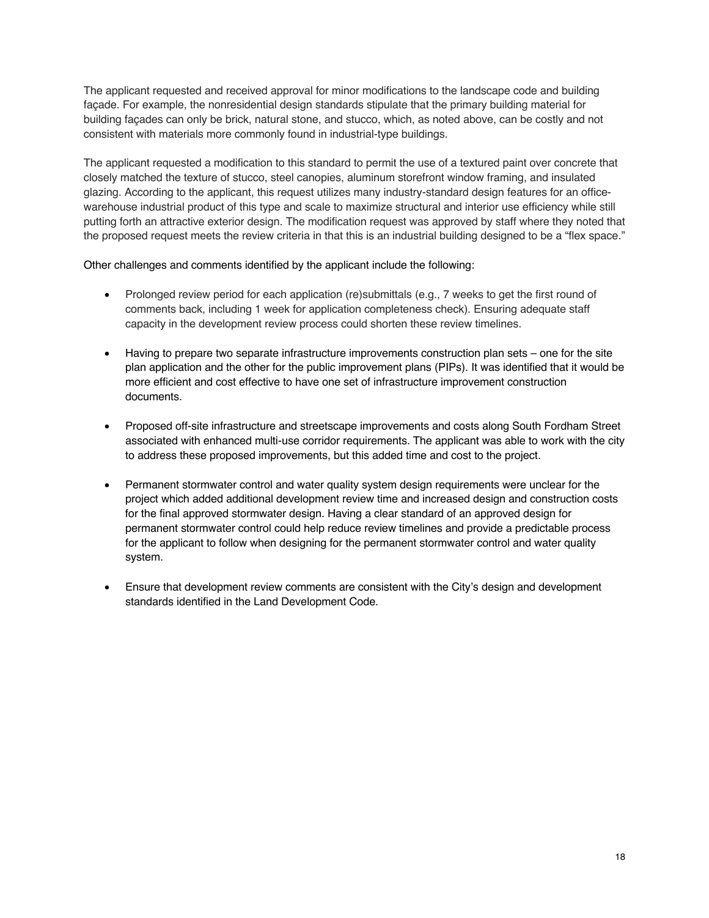The applicant requested and received approval for minor modifications to the landscape code and building façade. For example, the nonresidential design standards stipulate that the primary building material for building façades can only be brick, natural stone, and stucco, which, as noted above, can be costly and not consistent with materials more commonly found in industrial-type buildings.

The applicant requested a modification to this standard to permit the use of a textured paint over concrete that closely matched the texture of stucco, steel canopies, aluminum storefront window framing, and insulated glazing. According to the applicant, this request utilizes many industry-standard design features for an office-warehouse industrial product of this type and scale to maximize structural and interior use efficiency while still putting forth an attractive exterior design. The modification request was approved by staff where they noted that the proposed request meets the review criteria in that this is an industrial building designed to be a "flex space."

Other challenges and comments identified by the applicant include the following:

- Prolonged review period for each application (re)submittals (e.g., 7 weeks to get the first round of comments back, including 1 week for application completeness check). Ensuring adequate staff capacity in the development review process could shorten these review timelines.

- Having to prepare two separate infrastructure improvements construction plan sets – one for the site plan application and the other for the public improvement plans (PIPs). It was identified that it would be more efficient and cost effective to have one set of infrastructure improvement construction documents.

- Proposed off-site infrastructure and streetscape improvements and costs along South Fordham Street associated with enhanced multi-use corridor requirements. The applicant was able to work with the city to address these proposed improvements, but this added time and cost to the project.

- Permanent stormwater control and water quality system design requirements were unclear for the project which added additional development review time and increased design and construction costs for the final approved stormwater design. Having a clear standard of an approved design for permanent stormwater control could help reduce review timelines and provide a predictable process for the applicant to follow when designing for the permanent stormwater control and water quality system.

- Ensure that development review comments are consistent with the City's design and development standards identified in the Land Development Code.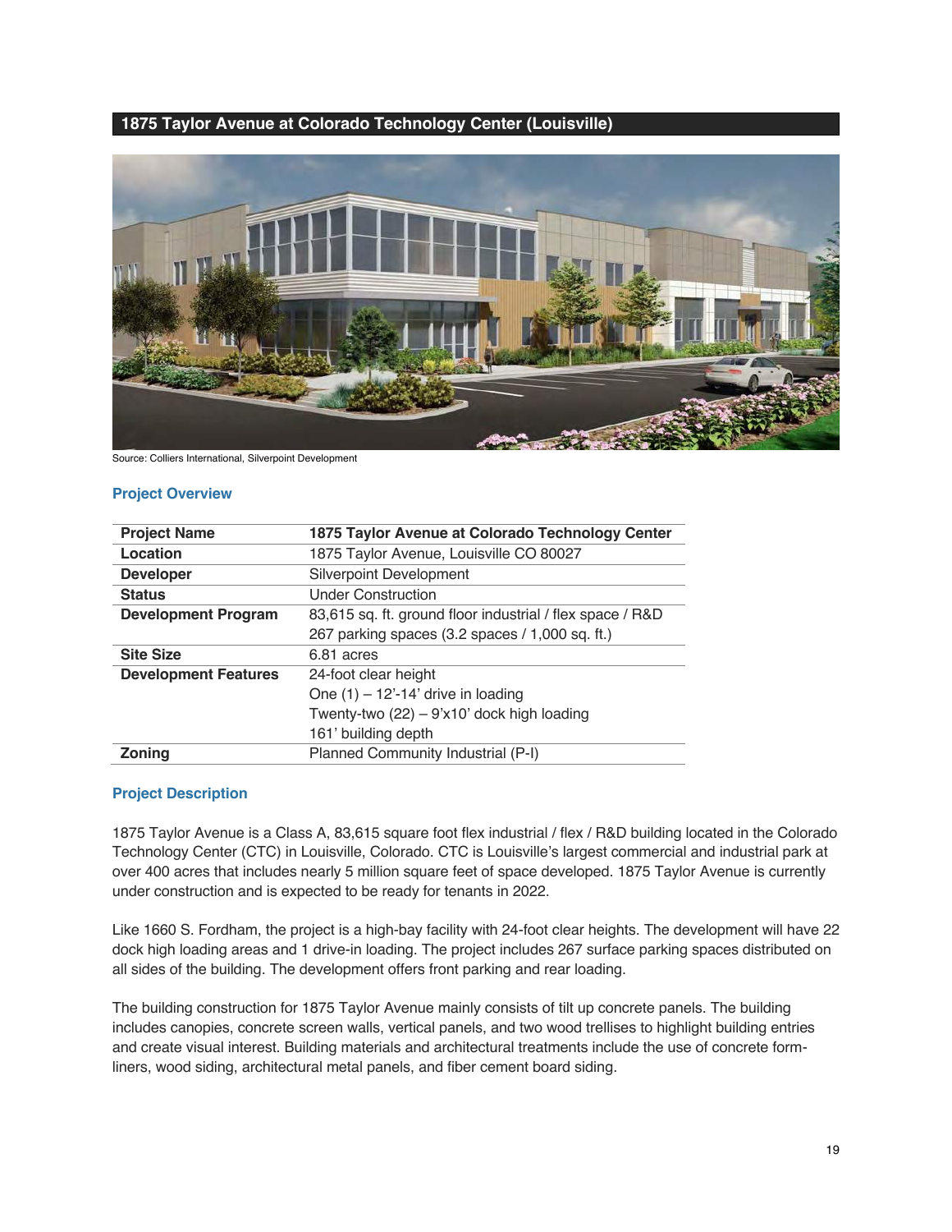## 1875 Taylor Avenue at Colorado Technology Center (Louisville)

Source: Colliers International, Silverpoint Development

### Project Overview

| Project Name | 1875 Taylor Avenue at Colorado Technology Center |
|---|---|
| Location | 1875 Taylor Avenue, Louisville CO 80027 |
| Developer | Silverpoint Development |
| Status | Under Construction |
| Development Program | 83,615 sq. ft. ground floor industrial / flex space / R&D<br>267 parking spaces (3.2 spaces / 1,000 sq. ft.) |
| Site Size | 6.81 acres |
| Development Features | 24-foot clear height<br>One (1) – 12'-14' drive in loading<br>Twenty-two (22) – 9'x10' dock high loading<br>161' building depth |
| Zoning | Planned Community Industrial (P-I) |

### Project Description

1875 Taylor Avenue is a Class A, 83,615 square foot flex industrial / flex / R&D building located in the Colorado Technology Center (CTC) in Louisville, Colorado. CTC is Louisville's largest commercial and industrial park at over 400 acres that includes nearly 5 million square feet of space developed. 1875 Taylor Avenue is currently under construction and is expected to be ready for tenants in 2022.

Like 1660 S. Fordham, the project is a high-bay facility with 24-foot clear heights. The development will have 22 dock high loading areas and 1 drive-in loading. The project includes 267 surface parking spaces distributed on all sides of the building. The development offers front parking and rear loading.

The building construction for 1875 Taylor Avenue mainly consists of tilt up concrete panels. The building includes canopies, concrete screen walls, vertical panels, and two wood trellises to highlight building entries and create visual interest. Building materials and architectural treatments include the use of concrete form-liners, wood siding, architectural metal panels, and fiber cement board siding.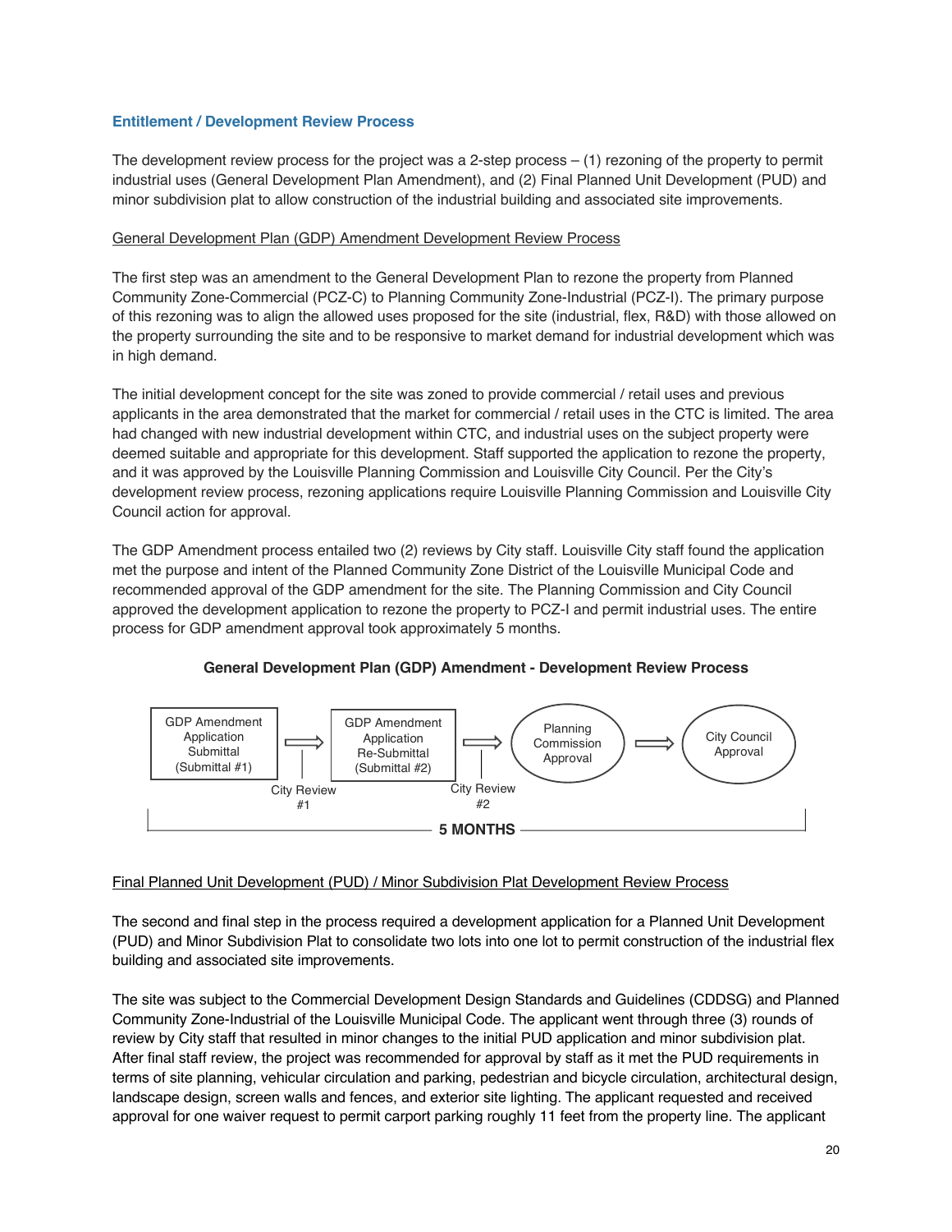### Entitlement / Development Review Process

The development review process for the project was a 2-step process – (1) rezoning of the property to permit industrial uses (General Development Plan Amendment), and (2) Final Planned Unit Development (PUD) and minor subdivision plat to allow construction of the industrial building and associated site improvements.

<u>General Development Plan (GDP) Amendment Development Review Process</u>

The first step was an amendment to the General Development Plan to rezone the property from Planned Community Zone-Commercial (PCZ-C) to Planning Community Zone-Industrial (PCZ-I). The primary purpose of this rezoning was to align the allowed uses proposed for the site (industrial, flex, R&D) with those allowed on the property surrounding the site and to be responsive to market demand for industrial development which was in high demand.

The initial development concept for the site was zoned to provide commercial / retail uses and previous applicants in the area demonstrated that the market for commercial / retail uses in the CTC is limited. The area had changed with new industrial development within CTC, and industrial uses on the subject property were deemed suitable and appropriate for this development. Staff supported the application to rezone the property, and it was approved by the Louisville Planning Commission and Louisville City Council. Per the City's development review process, rezoning applications require Louisville Planning Commission and Louisville City Council action for approval.

The GDP Amendment process entailed two (2) reviews by City staff. Louisville City staff found the application met the purpose and intent of the Planned Community Zone District of the Louisville Municipal Code and recommended approval of the GDP amendment for the site. The Planning Commission and City Council approved the development application to rezone the property to PCZ-I and permit industrial uses. The entire process for GDP amendment approval took approximately 5 months.

**General Development Plan (GDP) Amendment - Development Review Process**

GDP Amendment Application Submittal (Submittal #1) → City Review #1 → GDP Amendment Application Re-Submittal (Submittal #2) → City Review #2 → Planning Commission Approval → City Council Approval

**5 MONTHS**

<u>Final Planned Unit Development (PUD) / Minor Subdivision Plat Development Review Process</u>

The second and final step in the process required a development application for a Planned Unit Development (PUD) and Minor Subdivision Plat to consolidate two lots into one lot to permit construction of the industrial flex building and associated site improvements.

The site was subject to the Commercial Development Design Standards and Guidelines (CDDSG) and Planned Community Zone-Industrial of the Louisville Municipal Code. The applicant went through three (3) rounds of review by City staff that resulted in minor changes to the initial PUD application and minor subdivision plat. After final staff review, the project was recommended for approval by staff as it met the PUD requirements in terms of site planning, vehicular circulation and parking, pedestrian and bicycle circulation, architectural design, landscape design, screen walls and fences, and exterior site lighting. The applicant requested and received approval for one waiver request to permit carport parking roughly 11 feet from the property line. The applicant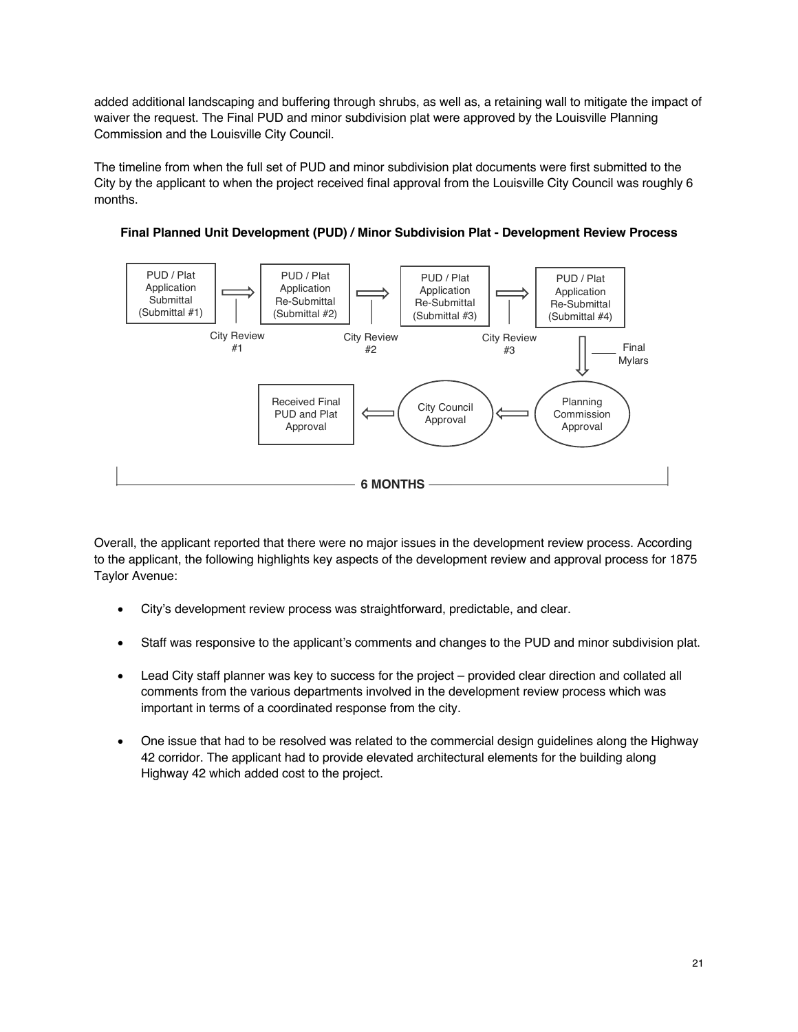added additional landscaping and buffering through shrubs, as well as, a retaining wall to mitigate the impact of waiver the request. The Final PUD and minor subdivision plat were approved by the Louisville Planning Commission and the Louisville City Council.

The timeline from when the full set of PUD and minor subdivision plat documents were first submitted to the City by the applicant to when the project received final approval from the Louisville City Council was roughly 6 months.

**Final Planned Unit Development (PUD) / Minor Subdivision Plat - Development Review Process**

PUD / Plat Application Submittal (Submittal #1) → City Review #1 → PUD / Plat Application Re-Submittal (Submittal #2) → City Review #2 → PUD / Plat Application Re-Submittal (Submittal #3) → City Review #3 → PUD / Plat Application Re-Submittal (Submittal #4) → Final Mylars → Planning Commission Approval → City Council Approval → Received Final PUD and Plat Approval

**6 MONTHS**

Overall, the applicant reported that there were no major issues in the development review process. According to the applicant, the following highlights key aspects of the development review and approval process for 1875 Taylor Avenue:

- City's development review process was straightforward, predictable, and clear.
- Staff was responsive to the applicant's comments and changes to the PUD and minor subdivision plat.
- Lead City staff planner was key to success for the project – provided clear direction and collated all comments from the various departments involved in the development review process which was important in terms of a coordinated response from the city.
- One issue that had to be resolved was related to the commercial design guidelines along the Highway 42 corridor. The applicant had to provide elevated architectural elements for the building along Highway 42 which added cost to the project.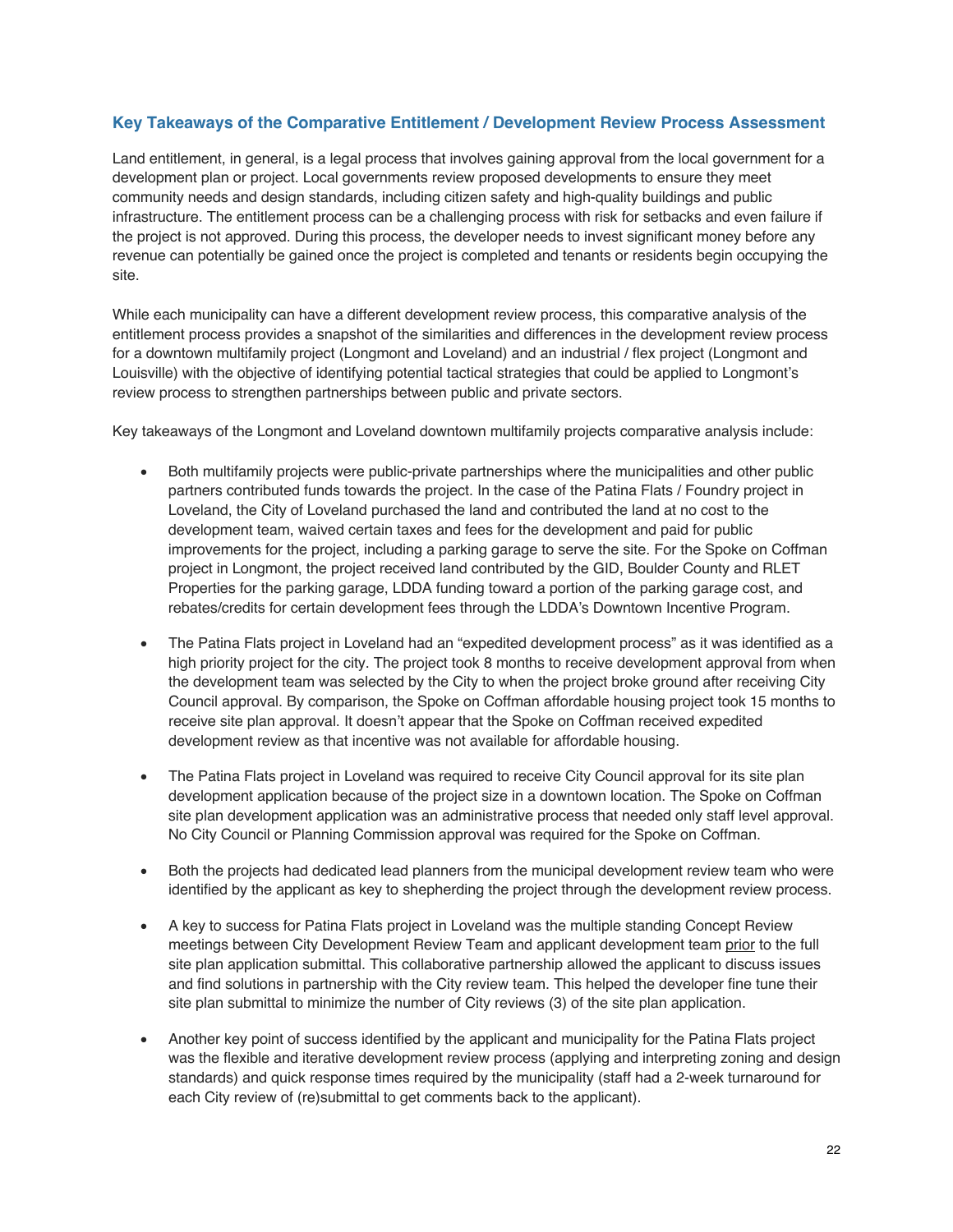## Key Takeaways of the Comparative Entitlement / Development Review Process Assessment

Land entitlement, in general, is a legal process that involves gaining approval from the local government for a development plan or project. Local governments review proposed developments to ensure they meet community needs and design standards, including citizen safety and high-quality buildings and public infrastructure. The entitlement process can be a challenging process with risk for setbacks and even failure if the project is not approved. During this process, the developer needs to invest significant money before any revenue can potentially be gained once the project is completed and tenants or residents begin occupying the site.

While each municipality can have a different development review process, this comparative analysis of the entitlement process provides a snapshot of the similarities and differences in the development review process for a downtown multifamily project (Longmont and Loveland) and an industrial / flex project (Longmont and Louisville) with the objective of identifying potential tactical strategies that could be applied to Longmont's review process to strengthen partnerships between public and private sectors.

Key takeaways of the Longmont and Loveland downtown multifamily projects comparative analysis include:

- Both multifamily projects were public-private partnerships where the municipalities and other public partners contributed funds towards the project. In the case of the Patina Flats / Foundry project in Loveland, the City of Loveland purchased the land and contributed the land at no cost to the development team, waived certain taxes and fees for the development and paid for public improvements for the project, including a parking garage to serve the site. For the Spoke on Coffman project in Longmont, the project received land contributed by the GID, Boulder County and RLET Properties for the parking garage, LDDA funding toward a portion of the parking garage cost, and rebates/credits for certain development fees through the LDDA's Downtown Incentive Program.

- The Patina Flats project in Loveland had an "expedited development process" as it was identified as a high priority project for the city. The project took 8 months to receive development approval from when the development team was selected by the City to when the project broke ground after receiving City Council approval. By comparison, the Spoke on Coffman affordable housing project took 15 months to receive site plan approval. It doesn't appear that the Spoke on Coffman received expedited development review as that incentive was not available for affordable housing.

- The Patina Flats project in Loveland was required to receive City Council approval for its site plan development application because of the project size in a downtown location. The Spoke on Coffman site plan development application was an administrative process that needed only staff level approval. No City Council or Planning Commission approval was required for the Spoke on Coffman.

- Both the projects had dedicated lead planners from the municipal development review team who were identified by the applicant as key to shepherding the project through the development review process.

- A key to success for Patina Flats project in Loveland was the multiple standing Concept Review meetings between City Development Review Team and applicant development team <u>prior</u> to the full site plan application submittal. This collaborative partnership allowed the applicant to discuss issues and find solutions in partnership with the City review team. This helped the developer fine tune their site plan submittal to minimize the number of City reviews (3) of the site plan application.

- Another key point of success identified by the applicant and municipality for the Patina Flats project was the flexible and iterative development review process (applying and interpreting zoning and design standards) and quick response times required by the municipality (staff had a 2-week turnaround for each City review of (re)submittal to get comments back to the applicant).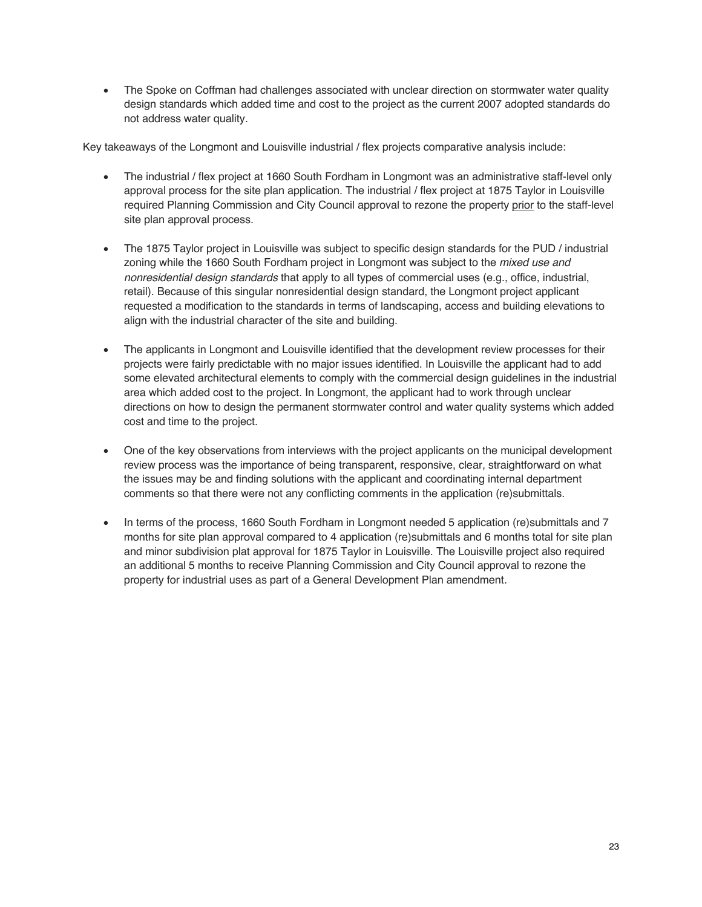- The Spoke on Coffman had challenges associated with unclear direction on stormwater water quality design standards which added time and cost to the project as the current 2007 adopted standards do not address water quality.

Key takeaways of the Longmont and Louisville industrial / flex projects comparative analysis include:

- The industrial / flex project at 1660 South Fordham in Longmont was an administrative staff-level only approval process for the site plan application. The industrial / flex project at 1875 Taylor in Louisville required Planning Commission and City Council approval to rezone the property <u>prior</u> to the staff-level site plan approval process.

- The 1875 Taylor project in Louisville was subject to specific design standards for the PUD / industrial zoning while the 1660 South Fordham project in Longmont was subject to the *mixed use and nonresidential design standards* that apply to all types of commercial uses (e.g., office, industrial, retail). Because of this singular nonresidential design standard, the Longmont project applicant requested a modification to the standards in terms of landscaping, access and building elevations to align with the industrial character of the site and building.

- The applicants in Longmont and Louisville identified that the development review processes for their projects were fairly predictable with no major issues identified. In Louisville the applicant had to add some elevated architectural elements to comply with the commercial design guidelines in the industrial area which added cost to the project. In Longmont, the applicant had to work through unclear directions on how to design the permanent stormwater control and water quality systems which added cost and time to the project.

- One of the key observations from interviews with the project applicants on the municipal development review process was the importance of being transparent, responsive, clear, straightforward on what the issues may be and finding solutions with the applicant and coordinating internal department comments so that there were not any conflicting comments in the application (re)submittals.

- In terms of the process, 1660 South Fordham in Longmont needed 5 application (re)submittals and 7 months for site plan approval compared to 4 application (re)submittals and 6 months total for site plan and minor subdivision plat approval for 1875 Taylor in Louisville. The Louisville project also required an additional 5 months to receive Planning Commission and City Council approval to rezone the property for industrial uses as part of a General Development Plan amendment.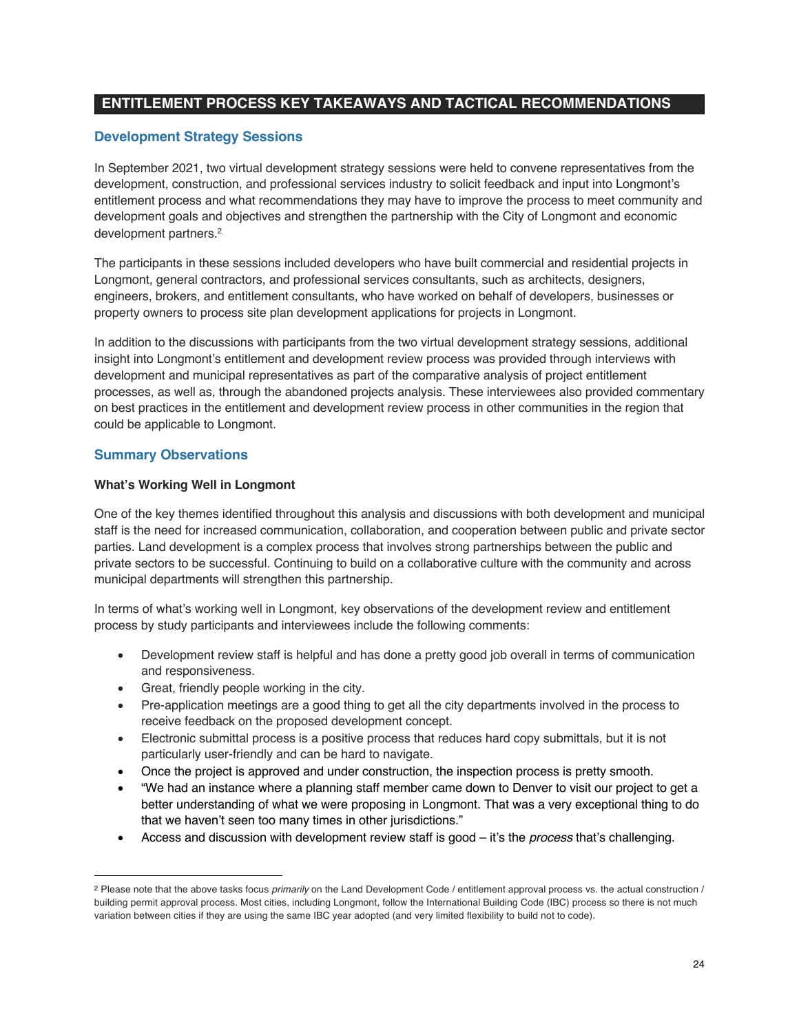## ENTITLEMENT PROCESS KEY TAKEAWAYS AND TACTICAL RECOMMENDATIONS

### Development Strategy Sessions

In September 2021, two virtual development strategy sessions were held to convene representatives from the development, construction, and professional services industry to solicit feedback and input into Longmont's entitlement process and what recommendations they may have to improve the process to meet community and development goals and objectives and strengthen the partnership with the City of Longmont and economic development partners.[2]

The participants in these sessions included developers who have built commercial and residential projects in Longmont, general contractors, and professional services consultants, such as architects, designers, engineers, brokers, and entitlement consultants, who have worked on behalf of developers, businesses or property owners to process site plan development applications for projects in Longmont.

In addition to the discussions with participants from the two virtual development strategy sessions, additional insight into Longmont's entitlement and development review process was provided through interviews with development and municipal representatives as part of the comparative analysis of project entitlement processes, as well as, through the abandoned projects analysis. These interviewees also provided commentary on best practices in the entitlement and development review process in other communities in the region that could be applicable to Longmont.

### Summary Observations

**What's Working Well in Longmont**

One of the key themes identified throughout this analysis and discussions with both development and municipal staff is the need for increased communication, collaboration, and cooperation between public and private sector parties. Land development is a complex process that involves strong partnerships between the public and private sectors to be successful. Continuing to build on a collaborative culture with the community and across municipal departments will strengthen this partnership.

In terms of what's working well in Longmont, key observations of the development review and entitlement process by study participants and interviewees include the following comments:

- Development review staff is helpful and has done a pretty good job overall in terms of communication and responsiveness.
- Great, friendly people working in the city.
- Pre-application meetings are a good thing to get all the city departments involved in the process to receive feedback on the proposed development concept.
- Electronic submittal process is a positive process that reduces hard copy submittals, but it is not particularly user-friendly and can be hard to navigate.
- Once the project is approved and under construction, the inspection process is pretty smooth.
- "We had an instance where a planning staff member came down to Denver to visit our project to get a better understanding of what we were proposing in Longmont. That was a very exceptional thing to do that we haven't seen too many times in other jurisdictions."
- Access and discussion with development review staff is good – it's the *process* that's challenging.

[2] Please note that the above tasks focus *primarily* on the Land Development Code / entitlement approval process vs. the actual construction / building permit approval process. Most cities, including Longmont, follow the International Building Code (IBC) process so there is not much variation between cities if they are using the same IBC year adopted (and very limited flexibility to build not to code).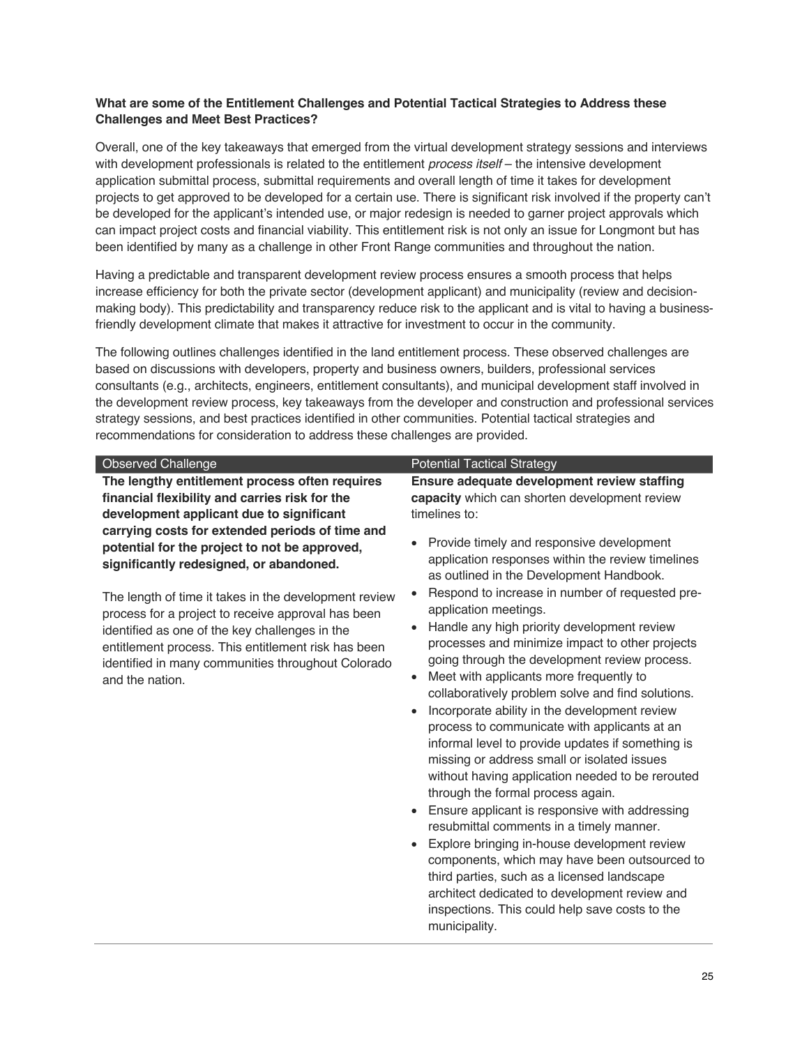**What are some of the Entitlement Challenges and Potential Tactical Strategies to Address these Challenges and Meet Best Practices?**

Overall, one of the key takeaways that emerged from the virtual development strategy sessions and interviews with development professionals is related to the entitlement *process itself* – the intensive development application submittal process, submittal requirements and overall length of time it takes for development projects to get approved to be developed for a certain use. There is significant risk involved if the property can't be developed for the applicant's intended use, or major redesign is needed to garner project approvals which can impact project costs and financial viability. This entitlement risk is not only an issue for Longmont but has been identified by many as a challenge in other Front Range communities and throughout the nation.

Having a predictable and transparent development review process ensures a smooth process that helps increase efficiency for both the private sector (development applicant) and municipality (review and decision-making body). This predictability and transparency reduce risk to the applicant and is vital to having a business-friendly development climate that makes it attractive for investment to occur in the community.

The following outlines challenges identified in the land entitlement process. These observed challenges are based on discussions with developers, property and business owners, builders, professional services consultants (e.g., architects, engineers, entitlement consultants), and municipal development staff involved in the development review process, key takeaways from the developer and construction and professional services strategy sessions, and best practices identified in other communities. Potential tactical strategies and recommendations for consideration to address these challenges are provided.

| Observed Challenge | Potential Tactical Strategy |
|---|---|
| **The lengthy entitlement process often requires financial flexibility and carries risk for the development applicant due to significant carrying costs for extended periods of time and potential for the project to not be approved, significantly redesigned, or abandoned.**<br><br>The length of time it takes in the development review process for a project to receive approval has been identified as one of the key challenges in the entitlement process. This entitlement risk has been identified in many communities throughout Colorado and the nation. | **Ensure adequate development review staffing capacity** which can shorten development review timelines to:<br>• Provide timely and responsive development application responses within the review timelines as outlined in the Development Handbook.<br>• Respond to increase in number of requested pre-application meetings.<br>• Handle any high priority development review processes and minimize impact to other projects going through the development review process.<br>• Meet with applicants more frequently to collaboratively problem solve and find solutions.<br>• Incorporate ability in the development review process to communicate with applicants at an informal level to provide updates if something is missing or address small or isolated issues without having application needed to be rerouted through the formal process again.<br>• Ensure applicant is responsive with addressing resubmittal comments in a timely manner.<br>• Explore bringing in-house development review components, which may have been outsourced to third parties, such as a licensed landscape architect dedicated to development review and inspections. This could help save costs to the municipality. |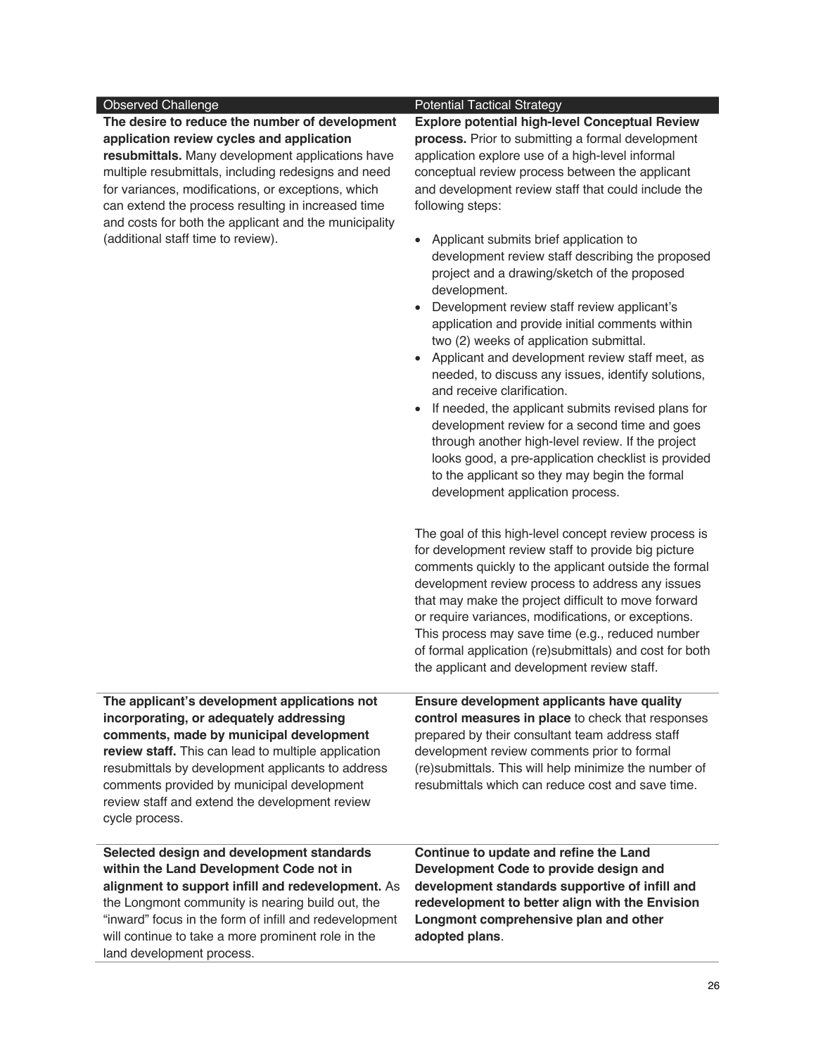| Observed Challenge | Potential Tactical Strategy |
|---|---|
| **The desire to reduce the number of development application review cycles and application resubmittals.** Many development applications have multiple resubmittals, including redesigns and need for variances, modifications, or exceptions, which can extend the process resulting in increased time and costs for both the applicant and the municipality (additional staff time to review). | **Explore potential high-level Conceptual Review process.** Prior to submitting a formal development application explore use of a high-level informal conceptual review process between the applicant and development review staff that could include the following steps:<br><br>• Applicant submits brief application to development review staff describing the proposed project and a drawing/sketch of the proposed development.<br>• Development review staff review applicant's application and provide initial comments within two (2) weeks of application submittal.<br>• Applicant and development review staff meet, as needed, to discuss any issues, identify solutions, and receive clarification.<br>• If needed, the applicant submits revised plans for development review for a second time and goes through another high-level review. If the project looks good, a pre-application checklist is provided to the applicant so they may begin the formal development application process.<br><br>The goal of this high-level concept review process is for development review staff to provide big picture comments quickly to the applicant outside the formal development review process to address any issues that may make the project difficult to move forward or require variances, modifications, or exceptions. This process may save time (e.g., reduced number of formal application (re)submittals) and cost for both the applicant and development review staff. |
| **The applicant's development applications not incorporating, or adequately addressing comments, made by municipal development review staff.** This can lead to multiple application resubmittals by development applicants to address comments provided by municipal development review staff and extend the development review cycle process. | **Ensure development applicants have quality control measures in place** to check that responses prepared by their consultant team address staff development review comments prior to formal (re)submittals. This will help minimize the number of resubmittals which can reduce cost and save time. |
| **Selected design and development standards within the Land Development Code not in alignment to support infill and redevelopment.** As the Longmont community is nearing build out, the "inward" focus in the form of infill and redevelopment will continue to take a more prominent role in the land development process. | **Continue to update and refine the Land Development Code to provide design and development standards supportive of infill and redevelopment to better align with the Envision Longmont comprehensive plan and other adopted plans**. |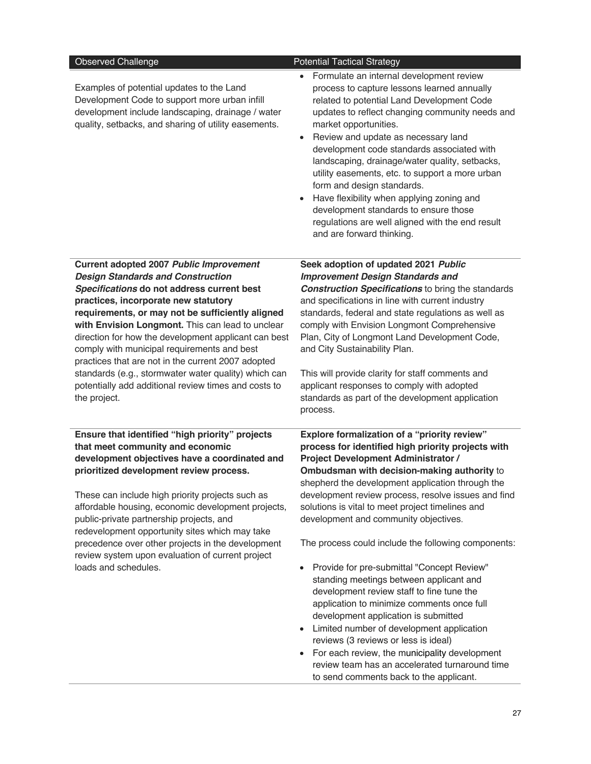| Observed Challenge | Potential Tactical Strategy |
|---|---|
| Examples of potential updates to the Land Development Code to support more urban infill development include landscaping, drainage / water quality, setbacks, and sharing of utility easements. | • Formulate an internal development review process to capture lessons learned annually related to potential Land Development Code updates to reflect changing community needs and market opportunities.<br>• Review and update as necessary land development code standards associated with landscaping, drainage/water quality, setbacks, utility easements, etc. to support a more urban form and design standards.<br>• Have flexibility when applying zoning and development standards to ensure those regulations are well aligned with the end result and are forward thinking. |
| **Current adopted 2007 *Public Improvement Design Standards and Construction Specifications* do not address current best practices, incorporate new statutory requirements, or may not be sufficiently aligned with Envision Longmont.** This can lead to unclear direction for how the development applicant can best comply with municipal requirements and best practices that are not in the current 2007 adopted standards (e.g., stormwater water quality) which can potentially add additional review times and costs to the project. | **Seek adoption of updated 2021 *Public Improvement Design Standards and Construction Specifications*** to bring the standards and specifications in line with current industry standards, federal and state regulations as well as comply with Envision Longmont Comprehensive Plan, City of Longmont Land Development Code, and City Sustainability Plan.<br><br>This will provide clarity for staff comments and applicant responses to comply with adopted standards as part of the development application process. |
| **Ensure that identified "high priority" projects that meet community and economic development objectives have a coordinated and prioritized development review process.**<br><br>These can include high priority projects such as affordable housing, economic development projects, public-private partnership projects, and redevelopment opportunity sites which may take precedence over other projects in the development review system upon evaluation of current project loads and schedules. | **Explore formalization of a "priority review" process for identified high priority projects with Project Development Administrator / Ombudsman with decision-making authority** to shepherd the development application through the development review process, resolve issues and find solutions is vital to meet project timelines and development and community objectives.<br><br>The process could include the following components:<br><br>• Provide for pre-submittal "Concept Review" standing meetings between applicant and development review staff to fine tune the application to minimize comments once full development application is submitted<br>• Limited number of development application reviews (3 reviews or less is ideal)<br>• For each review, the municipality development review team has an accelerated turnaround time to send comments back to the applicant. |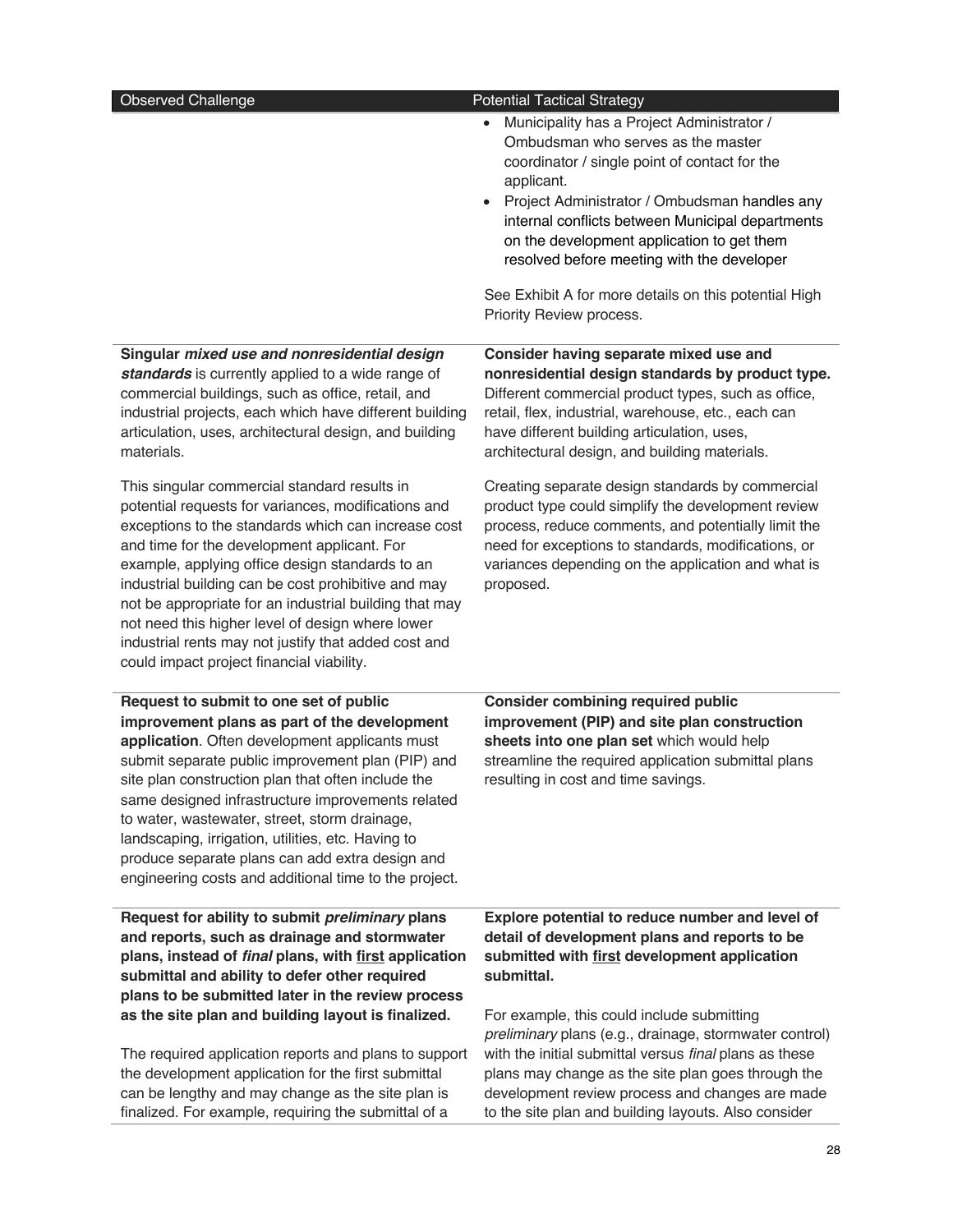| Observed Challenge | Potential Tactical Strategy |
| --- | --- |
| | • Municipality has a Project Administrator / Ombudsman who serves as the master coordinator / single point of contact for the applicant.<br>• Project Administrator / Ombudsman handles any internal conflicts between Municipal departments on the development application to get them resolved before meeting with the developer<br><br>See Exhibit A for more details on this potential High Priority Review process. |
| **Singular *mixed use and nonresidential design standards*** is currently applied to a wide range of commercial buildings, such as office, retail, and industrial projects, each which have different building articulation, uses, architectural design, and building materials.<br><br>This singular commercial standard results in potential requests for variances, modifications and exceptions to the standards which can increase cost and time for the development applicant. For example, applying office design standards to an industrial building can be cost prohibitive and may not be appropriate for an industrial building that may not need this higher level of design where lower industrial rents may not justify that added cost and could impact project financial viability. | **Consider having separate mixed use and nonresidential design standards by product type.** Different commercial product types, such as office, retail, flex, industrial, warehouse, etc., each can have different building articulation, uses, architectural design, and building materials.<br><br>Creating separate design standards by commercial product type could simplify the development review process, reduce comments, and potentially limit the need for exceptions to standards, modifications, or variances depending on the application and what is proposed. |
| **Request to submit to one set of public improvement plans as part of the development application**. Often development applicants must submit separate public improvement plan (PIP) and site plan construction plan that often include the same designed infrastructure improvements related to water, wastewater, street, storm drainage, landscaping, irrigation, utilities, etc. Having to produce separate plans can add extra design and engineering costs and additional time to the project. | **Consider combining required public improvement (PIP) and site plan construction sheets into one plan set** which would help streamline the required application submittal plans resulting in cost and time savings. |
| **Request for ability to submit *preliminary* plans and reports, such as drainage and stormwater plans, instead of *final* plans, with <u>first</u> application submittal and ability to defer other required plans to be submitted later in the review process as the site plan and building layout is finalized.**<br><br>The required application reports and plans to support the development application for the first submittal can be lengthy and may change as the site plan is finalized. For example, requiring the submittal of a | **Explore potential to reduce number and level of detail of development plans and reports to be submitted with <u>first</u> development application submittal.**<br><br>For example, this could include submitting *preliminary* plans (e.g., drainage, stormwater control) with the initial submittal versus *final* plans as these plans may change as the site plan goes through the development review process and changes are made to the site plan and building layouts. Also consider |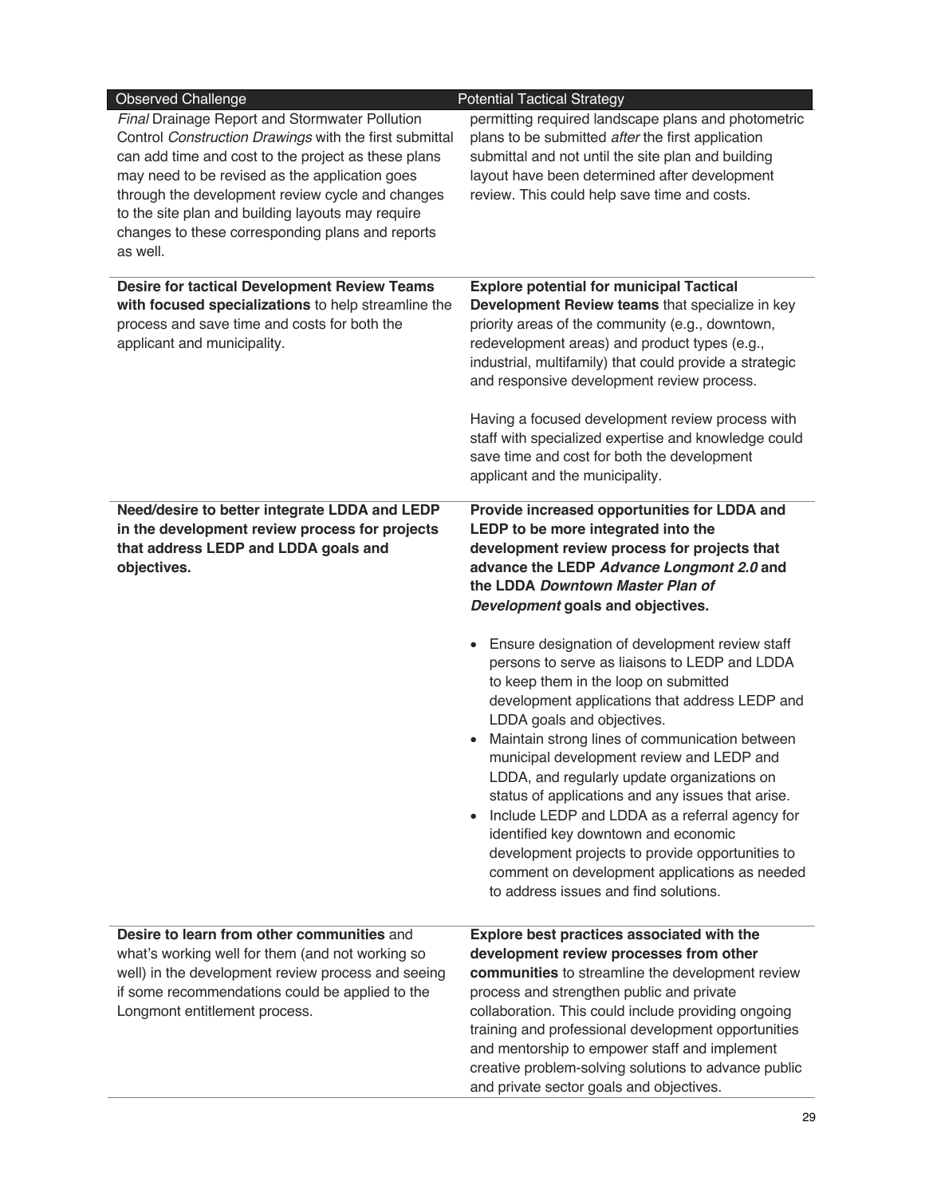| Observed Challenge | Potential Tactical Strategy |
|---|---|
| *Final* Drainage Report and Stormwater Pollution Control *Construction Drawings* with the first submittal can add time and cost to the project as these plans may need to be revised as the application goes through the development review cycle and changes to the site plan and building layouts may require changes to these corresponding plans and reports as well. | permitting required landscape plans and photometric plans to be submitted *after* the first application submittal and not until the site plan and building layout have been determined after development review. This could help save time and costs. |
| **Desire for tactical Development Review Teams with focused specializations** to help streamline the process and save time and costs for both the applicant and municipality. | **Explore potential for municipal Tactical Development Review teams** that specialize in key priority areas of the community (e.g., downtown, redevelopment areas) and product types (e.g., industrial, multifamily) that could provide a strategic and responsive development review process.<br><br>Having a focused development review process with staff with specialized expertise and knowledge could save time and cost for both the development applicant and the municipality. |
| **Need/desire to better integrate LDDA and LEDP in the development review process for projects that address LEDP and LDDA goals and objectives.** | **Provide increased opportunities for LDDA and LEDP to be more integrated into the development review process for projects that advance the LEDP *Advance Longmont 2.0* and the LDDA *Downtown Master Plan of Development* goals and objectives.**<br><br>• Ensure designation of development review staff persons to serve as liaisons to LEDP and LDDA to keep them in the loop on submitted development applications that address LEDP and LDDA goals and objectives.<br>• Maintain strong lines of communication between municipal development review and LEDP and LDDA, and regularly update organizations on status of applications and any issues that arise.<br>• Include LEDP and LDDA as a referral agency for identified key downtown and economic development projects to provide opportunities to comment on development applications as needed to address issues and find solutions. |
| **Desire to learn from other communities** and what's working well for them (and not working so well) in the development review process and seeing if some recommendations could be applied to the Longmont entitlement process. | **Explore best practices associated with the development review processes from other communities** to streamline the development review process and strengthen public and private collaboration. This could include providing ongoing training and professional development opportunities and mentorship to empower staff and implement creative problem-solving solutions to advance public and private sector goals and objectives. |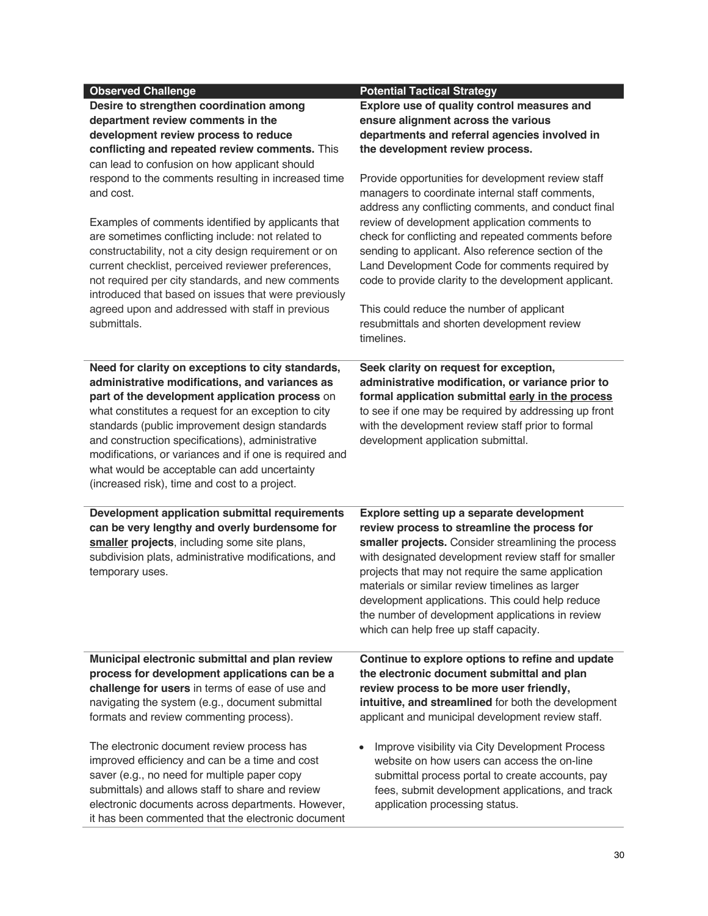| Observed Challenge | Potential Tactical Strategy |
|---|---|
| **Desire to strengthen coordination among department review comments in the development review process to reduce conflicting and repeated review comments.** This can lead to confusion on how applicant should respond to the comments resulting in increased time and cost.<br><br>Examples of comments identified by applicants that are sometimes conflicting include: not related to constructability, not a city design requirement or on current checklist, perceived reviewer preferences, not required per city standards, and new comments introduced that based on issues that were previously agreed upon and addressed with staff in previous submittals. | **Explore use of quality control measures and ensure alignment across the various departments and referral agencies involved in the development review process.**<br><br>Provide opportunities for development review staff managers to coordinate internal staff comments, address any conflicting comments, and conduct final review of development application comments to check for conflicting and repeated comments before sending to applicant. Also reference section of the Land Development Code for comments required by code to provide clarity to the development applicant.<br><br>This could reduce the number of applicant resubmittals and shorten development review timelines. |
| **Need for clarity on exceptions to city standards, administrative modifications, and variances as part of the development application process** on what constitutes a request for an exception to city standards (public improvement design standards and construction specifications), administrative modifications, or variances and if one is required and what would be acceptable can add uncertainty (increased risk), time and cost to a project. | **Seek clarity on request for exception, administrative modification, or variance prior to formal application submittal <u>early in the process</u>** to see if one may be required by addressing up front with the development review staff prior to formal development application submittal. |
| **Development application submittal requirements can be very lengthy and overly burdensome for <u>smaller</u> projects**, including some site plans, subdivision plats, administrative modifications, and temporary uses. | **Explore setting up a separate development review process to streamline the process for smaller projects.** Consider streamlining the process with designated development review staff for smaller projects that may not require the same application materials or similar review timelines as larger development applications. This could help reduce the number of development applications in review which can help free up staff capacity. |
| **Municipal electronic submittal and plan review process for development applications can be a challenge for users** in terms of ease of use and navigating the system (e.g., document submittal formats and review commenting process).<br><br>The electronic document review process has improved efficiency and can be a time and cost saver (e.g., no need for multiple paper copy submittals) and allows staff to share and review electronic documents across departments. However, it has been commented that the electronic document | **Continue to explore options to refine and update the electronic document submittal and plan review process to be more user friendly, intuitive, and streamlined** for both the development applicant and municipal development review staff.<br><br>• Improve visibility via City Development Process website on how users can access the on-line submittal process portal to create accounts, pay fees, submit development applications, and track application processing status. |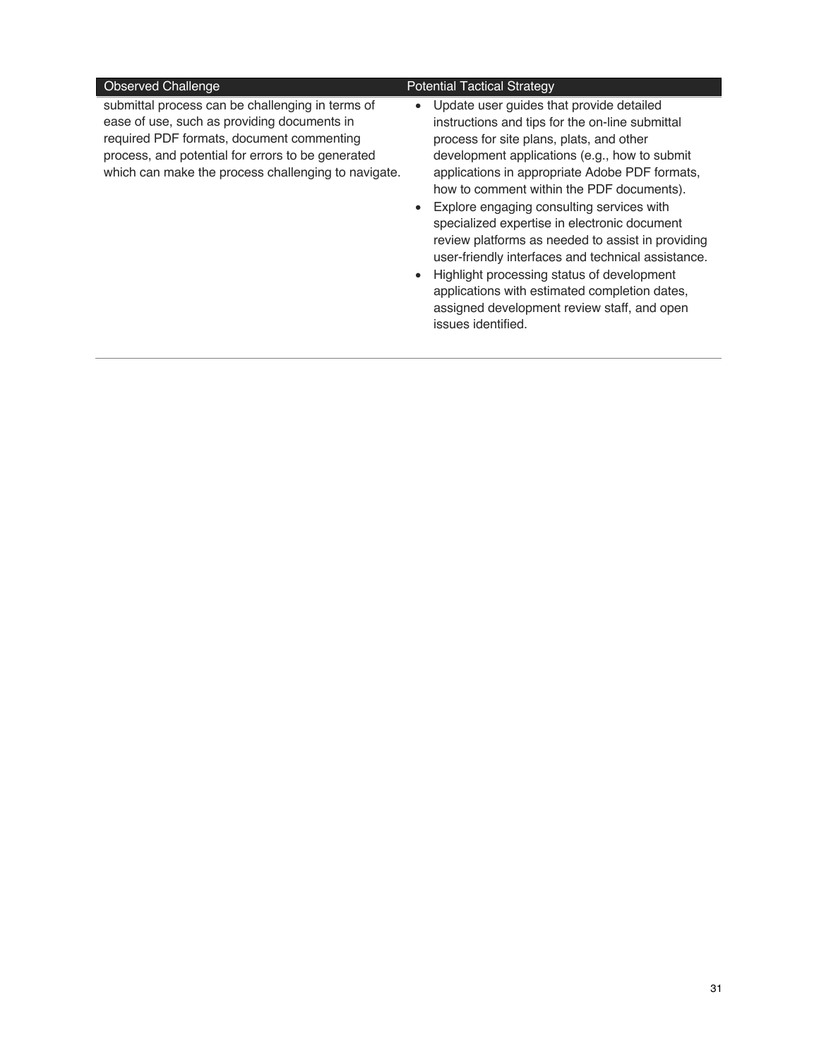| Observed Challenge | Potential Tactical Strategy |
| --- | --- |
| submittal process can be challenging in terms of ease of use, such as providing documents in required PDF formats, document commenting process, and potential for errors to be generated which can make the process challenging to navigate. | • Update user guides that provide detailed instructions and tips for the on-line submittal process for site plans, plats, and other development applications (e.g., how to submit applications in appropriate Adobe PDF formats, how to comment within the PDF documents).<br>• Explore engaging consulting services with specialized expertise in electronic document review platforms as needed to assist in providing user-friendly interfaces and technical assistance.<br>• Highlight processing status of development applications with estimated completion dates, assigned development review staff, and open issues identified. |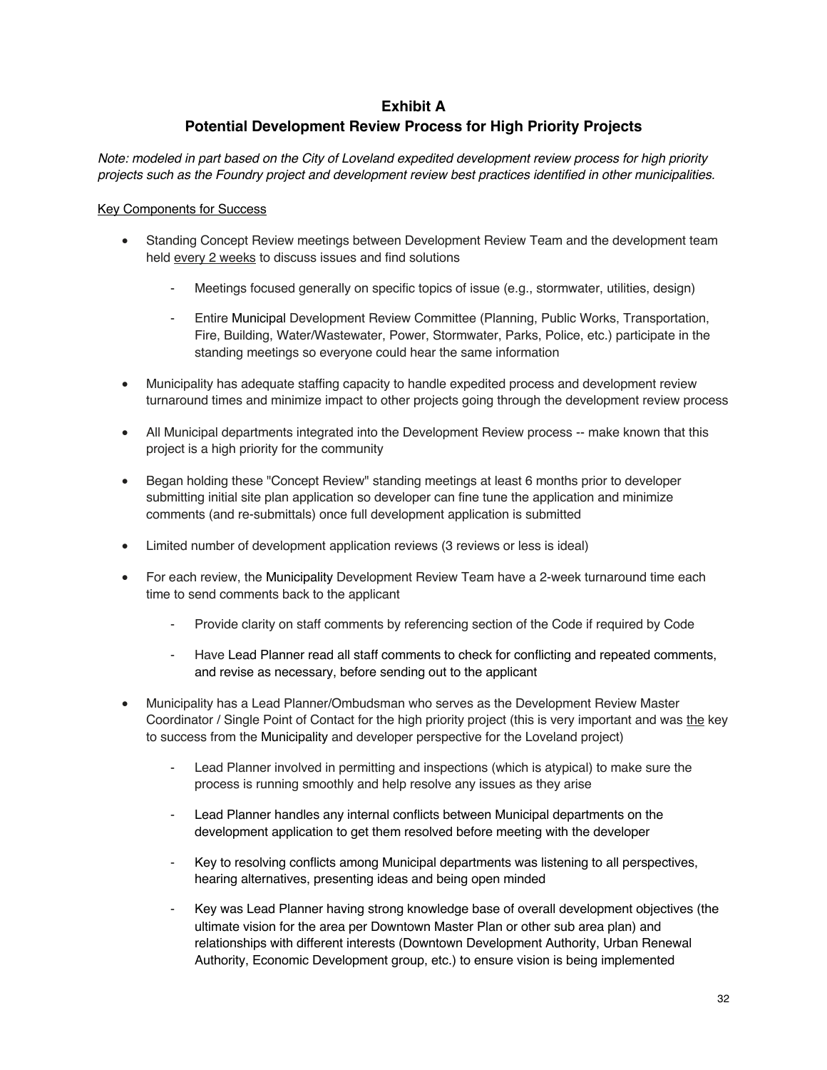# Exhibit A
## Potential Development Review Process for High Priority Projects

*Note: modeled in part based on the City of Loveland expedited development review process for high priority projects such as the Foundry project and development review best practices identified in other municipalities.*

<u>Key Components for Success</u>

- Standing Concept Review meetings between Development Review Team and the development team held <u>every 2 weeks</u> to discuss issues and find solutions
    - Meetings focused generally on specific topics of issue (e.g., stormwater, utilities, design)
    - Entire Municipal Development Review Committee (Planning, Public Works, Transportation, Fire, Building, Water/Wastewater, Power, Stormwater, Parks, Police, etc.) participate in the standing meetings so everyone could hear the same information
- Municipality has adequate staffing capacity to handle expedited process and development review turnaround times and minimize impact to other projects going through the development review process
- All Municipal departments integrated into the Development Review process -- make known that this project is a high priority for the community
- Began holding these "Concept Review" standing meetings at least 6 months prior to developer submitting initial site plan application so developer can fine tune the application and minimize comments (and re-submittals) once full development application is submitted
- Limited number of development application reviews (3 reviews or less is ideal)
- For each review, the Municipality Development Review Team have a 2-week turnaround time each time to send comments back to the applicant
    - Provide clarity on staff comments by referencing section of the Code if required by Code
    - Have Lead Planner read all staff comments to check for conflicting and repeated comments, and revise as necessary, before sending out to the applicant
- Municipality has a Lead Planner/Ombudsman who serves as the Development Review Master Coordinator / Single Point of Contact for the high priority project (this is very important and was <u>the</u> key to success from the Municipality and developer perspective for the Loveland project)
    - Lead Planner involved in permitting and inspections (which is atypical) to make sure the process is running smoothly and help resolve any issues as they arise
    - Lead Planner handles any internal conflicts between Municipal departments on the development application to get them resolved before meeting with the developer
    - Key to resolving conflicts among Municipal departments was listening to all perspectives, hearing alternatives, presenting ideas and being open minded
    - Key was Lead Planner having strong knowledge base of overall development objectives (the ultimate vision for the area per Downtown Master Plan or other sub area plan) and relationships with different interests (Downtown Development Authority, Urban Renewal Authority, Economic Development group, etc.) to ensure vision is being implemented